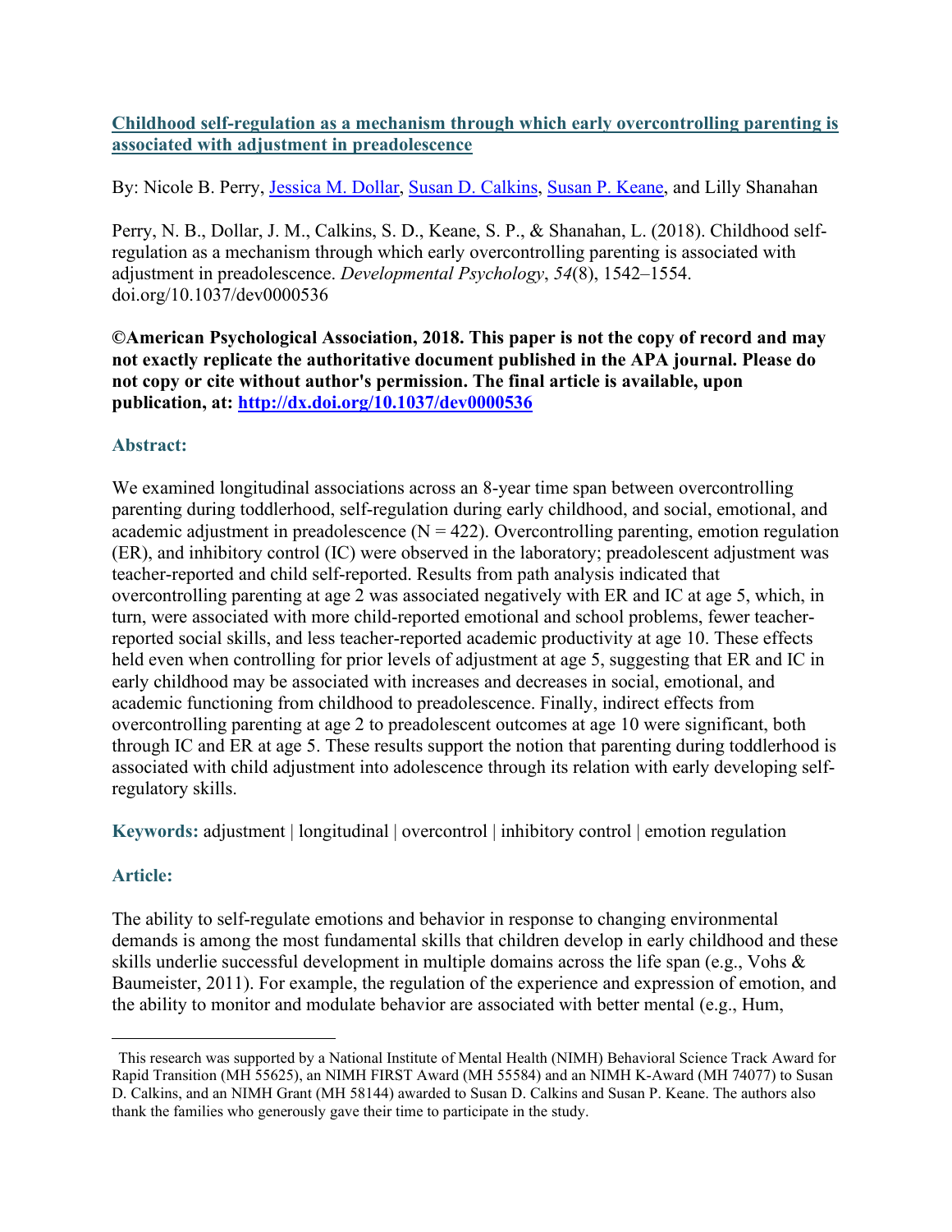**[Childhood self-regulation as a mechanism through which early overcontrolling parenting is associated with adjustment in preadolescence](http://dx.doi.org/10.1037/dev0000536)**

By: Nicole B. Perry, [Jessica M. Dollar](), [Susan D. Calkins](), [Susan P. Keane](), and Lilly Shanahan

Perry, N. B., Dollar, J. M., Calkins, S. D., Keane, S. P., & Shanahan, L. (2018). Childhood self-regulation as a mechanism through which early overcontrolling parenting is associated with adjustment in preadolescence. *Developmental Psychology*, *54*(8), 1542–1554. doi.org/10.1037/dev0000536

**©American Psychological Association, 2018. This paper is not the copy of record and may not exactly replicate the authoritative document published in the APA journal. Please do not copy or cite without author's permission. The final article is available, upon publication, at: [http://dx.doi.org/10.1037/dev0000536](http://dx.doi.org/10.1037/dev0000536)**

## Abstract:

We examined longitudinal associations across an 8-year time span between overcontrolling parenting during toddlerhood, self-regulation during early childhood, and social, emotional, and academic adjustment in preadolescence (N = 422). Overcontrolling parenting, emotion regulation (ER), and inhibitory control (IC) were observed in the laboratory; preadolescent adjustment was teacher-reported and child self-reported. Results from path analysis indicated that overcontrolling parenting at age 2 was associated negatively with ER and IC at age 5, which, in turn, were associated with more child-reported emotional and school problems, fewer teacher-reported social skills, and less teacher-reported academic productivity at age 10. These effects held even when controlling for prior levels of adjustment at age 5, suggesting that ER and IC in early childhood may be associated with increases and decreases in social, emotional, and academic functioning from childhood to preadolescence. Finally, indirect effects from overcontrolling parenting at age 2 to preadolescent outcomes at age 10 were significant, both through IC and ER at age 5. These results support the notion that parenting during toddlerhood is associated with child adjustment into adolescence through its relation with early developing self-regulatory skills.

**Keywords:** adjustment | longitudinal | overcontrol | inhibitory control | emotion regulation

## Article:

The ability to self-regulate emotions and behavior in response to changing environmental demands is among the most fundamental skills that children develop in early childhood and these skills underlie successful development in multiple domains across the life span (e.g., Vohs & Baumeister, 2011). For example, the regulation of the experience and expression of emotion, and the ability to monitor and modulate behavior are associated with better mental (e.g., Hum,

---

This research was supported by a National Institute of Mental Health (NIMH) Behavioral Science Track Award for Rapid Transition (MH 55625), an NIMH FIRST Award (MH 55584) and an NIMH K-Award (MH 74077) to Susan D. Calkins, and an NIMH Grant (MH 58144) awarded to Susan D. Calkins and Susan P. Keane. The authors also thank the families who generously gave their time to participate in the study.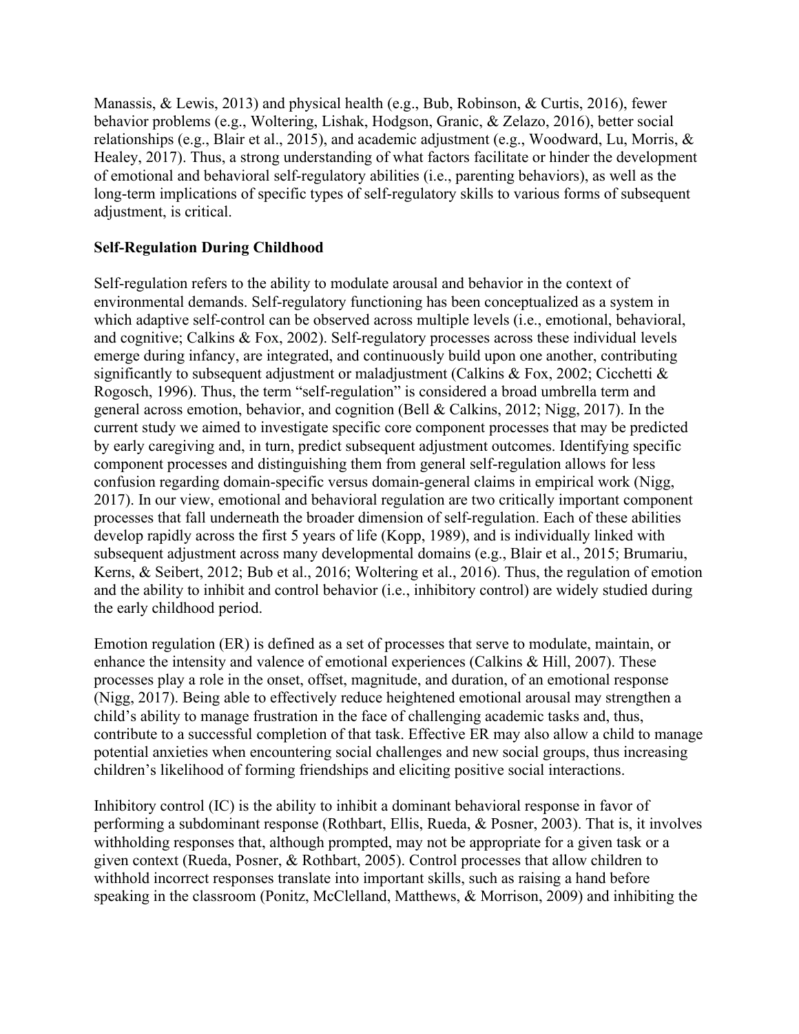Manassis, & Lewis, 2013) and physical health (e.g., Bub, Robinson, & Curtis, 2016), fewer behavior problems (e.g., Woltering, Lishak, Hodgson, Granic, & Zelazo, 2016), better social relationships (e.g., Blair et al., 2015), and academic adjustment (e.g., Woodward, Lu, Morris, & Healey, 2017). Thus, a strong understanding of what factors facilitate or hinder the development of emotional and behavioral self-regulatory abilities (i.e., parenting behaviors), as well as the long-term implications of specific types of self-regulatory skills to various forms of subsequent adjustment, is critical.

## Self-Regulation During Childhood

Self-regulation refers to the ability to modulate arousal and behavior in the context of environmental demands. Self-regulatory functioning has been conceptualized as a system in which adaptive self-control can be observed across multiple levels (i.e., emotional, behavioral, and cognitive; Calkins & Fox, 2002). Self-regulatory processes across these individual levels emerge during infancy, are integrated, and continuously build upon one another, contributing significantly to subsequent adjustment or maladjustment (Calkins & Fox, 2002; Cicchetti & Rogosch, 1996). Thus, the term "self-regulation" is considered a broad umbrella term and general across emotion, behavior, and cognition (Bell & Calkins, 2012; Nigg, 2017). In the current study we aimed to investigate specific core component processes that may be predicted by early caregiving and, in turn, predict subsequent adjustment outcomes. Identifying specific component processes and distinguishing them from general self-regulation allows for less confusion regarding domain-specific versus domain-general claims in empirical work (Nigg, 2017). In our view, emotional and behavioral regulation are two critically important component processes that fall underneath the broader dimension of self-regulation. Each of these abilities develop rapidly across the first 5 years of life (Kopp, 1989), and is individually linked with subsequent adjustment across many developmental domains (e.g., Blair et al., 2015; Brumariu, Kerns, & Seibert, 2012; Bub et al., 2016; Woltering et al., 2016). Thus, the regulation of emotion and the ability to inhibit and control behavior (i.e., inhibitory control) are widely studied during the early childhood period.

Emotion regulation (ER) is defined as a set of processes that serve to modulate, maintain, or enhance the intensity and valence of emotional experiences (Calkins & Hill, 2007). These processes play a role in the onset, offset, magnitude, and duration, of an emotional response (Nigg, 2017). Being able to effectively reduce heightened emotional arousal may strengthen a child's ability to manage frustration in the face of challenging academic tasks and, thus, contribute to a successful completion of that task. Effective ER may also allow a child to manage potential anxieties when encountering social challenges and new social groups, thus increasing children's likelihood of forming friendships and eliciting positive social interactions.

Inhibitory control (IC) is the ability to inhibit a dominant behavioral response in favor of performing a subdominant response (Rothbart, Ellis, Rueda, & Posner, 2003). That is, it involves withholding responses that, although prompted, may not be appropriate for a given task or a given context (Rueda, Posner, & Rothbart, 2005). Control processes that allow children to withhold incorrect responses translate into important skills, such as raising a hand before speaking in the classroom (Ponitz, McClelland, Matthews, & Morrison, 2009) and inhibiting the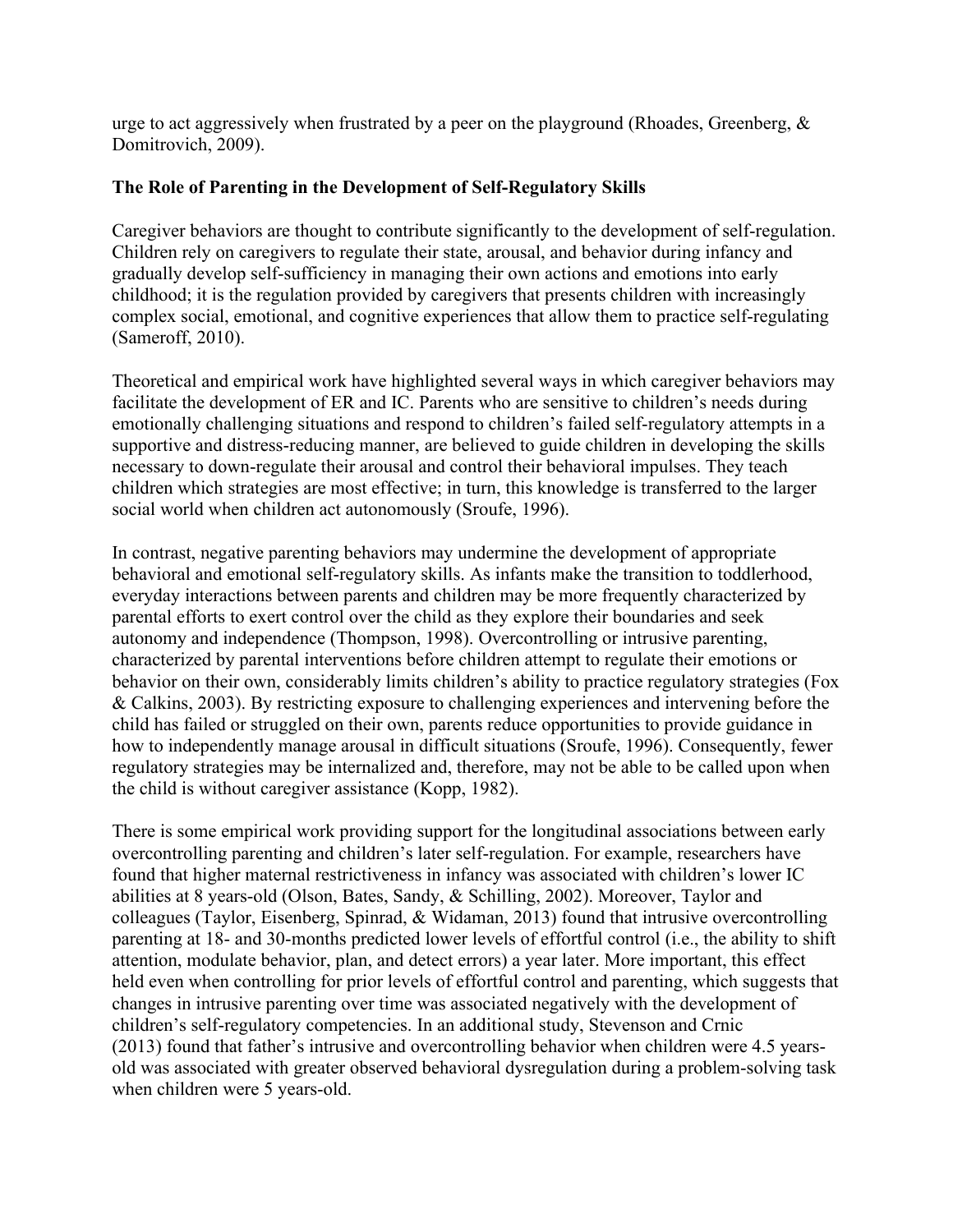urge to act aggressively when frustrated by a peer on the playground (Rhoades, Greenberg, & Domitrovich, 2009).

## The Role of Parenting in the Development of Self-Regulatory Skills

Caregiver behaviors are thought to contribute significantly to the development of self-regulation. Children rely on caregivers to regulate their state, arousal, and behavior during infancy and gradually develop self-sufficiency in managing their own actions and emotions into early childhood; it is the regulation provided by caregivers that presents children with increasingly complex social, emotional, and cognitive experiences that allow them to practice self-regulating (Sameroff, 2010).

Theoretical and empirical work have highlighted several ways in which caregiver behaviors may facilitate the development of ER and IC. Parents who are sensitive to children's needs during emotionally challenging situations and respond to children's failed self-regulatory attempts in a supportive and distress-reducing manner, are believed to guide children in developing the skills necessary to down-regulate their arousal and control their behavioral impulses. They teach children which strategies are most effective; in turn, this knowledge is transferred to the larger social world when children act autonomously (Sroufe, 1996).

In contrast, negative parenting behaviors may undermine the development of appropriate behavioral and emotional self-regulatory skills. As infants make the transition to toddlerhood, everyday interactions between parents and children may be more frequently characterized by parental efforts to exert control over the child as they explore their boundaries and seek autonomy and independence (Thompson, 1998). Overcontrolling or intrusive parenting, characterized by parental interventions before children attempt to regulate their emotions or behavior on their own, considerably limits children's ability to practice regulatory strategies (Fox & Calkins, 2003). By restricting exposure to challenging experiences and intervening before the child has failed or struggled on their own, parents reduce opportunities to provide guidance in how to independently manage arousal in difficult situations (Sroufe, 1996). Consequently, fewer regulatory strategies may be internalized and, therefore, may not be able to be called upon when the child is without caregiver assistance (Kopp, 1982).

There is some empirical work providing support for the longitudinal associations between early overcontrolling parenting and children's later self-regulation. For example, researchers have found that higher maternal restrictiveness in infancy was associated with children's lower IC abilities at 8 years-old (Olson, Bates, Sandy, & Schilling, 2002). Moreover, Taylor and colleagues (Taylor, Eisenberg, Spinrad, & Widaman, 2013) found that intrusive overcontrolling parenting at 18- and 30-months predicted lower levels of effortful control (i.e., the ability to shift attention, modulate behavior, plan, and detect errors) a year later. More important, this effect held even when controlling for prior levels of effortful control and parenting, which suggests that changes in intrusive parenting over time was associated negatively with the development of children's self-regulatory competencies. In an additional study, Stevenson and Crnic (2013) found that father's intrusive and overcontrolling behavior when children were 4.5 years-old was associated with greater observed behavioral dysregulation during a problem-solving task when children were 5 years-old.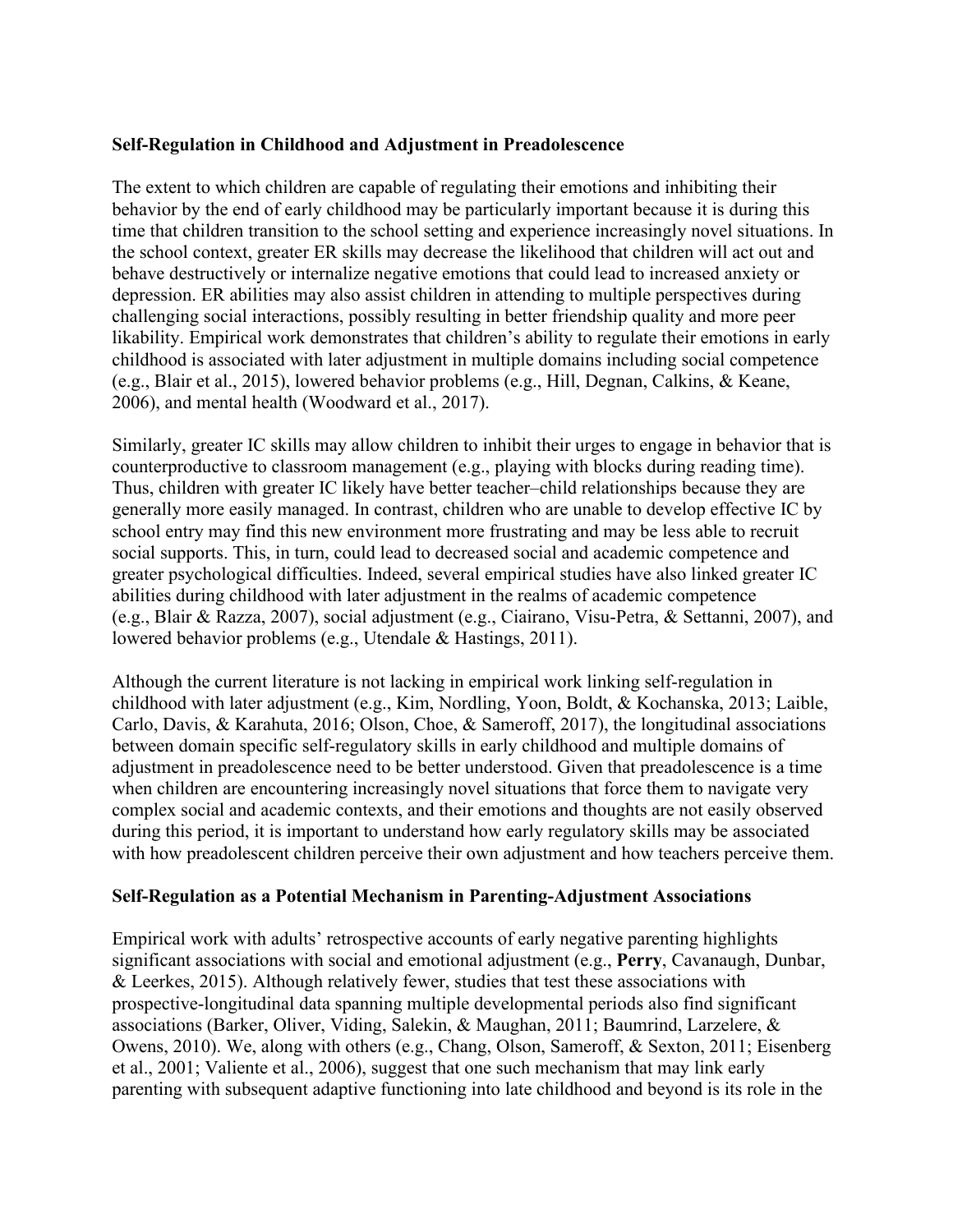### Self-Regulation in Childhood and Adjustment in Preadolescence

The extent to which children are capable of regulating their emotions and inhibiting their behavior by the end of early childhood may be particularly important because it is during this time that children transition to the school setting and experience increasingly novel situations. In the school context, greater ER skills may decrease the likelihood that children will act out and behave destructively or internalize negative emotions that could lead to increased anxiety or depression. ER abilities may also assist children in attending to multiple perspectives during challenging social interactions, possibly resulting in better friendship quality and more peer likability. Empirical work demonstrates that children's ability to regulate their emotions in early childhood is associated with later adjustment in multiple domains including social competence (e.g., Blair et al., 2015), lowered behavior problems (e.g., Hill, Degnan, Calkins, & Keane, 2006), and mental health (Woodward et al., 2017).

Similarly, greater IC skills may allow children to inhibit their urges to engage in behavior that is counterproductive to classroom management (e.g., playing with blocks during reading time). Thus, children with greater IC likely have better teacher–child relationships because they are generally more easily managed. In contrast, children who are unable to develop effective IC by school entry may find this new environment more frustrating and may be less able to recruit social supports. This, in turn, could lead to decreased social and academic competence and greater psychological difficulties. Indeed, several empirical studies have also linked greater IC abilities during childhood with later adjustment in the realms of academic competence (e.g., Blair & Razza, 2007), social adjustment (e.g., Ciairano, Visu-Petra, & Settanni, 2007), and lowered behavior problems (e.g., Utendale & Hastings, 2011).

Although the current literature is not lacking in empirical work linking self-regulation in childhood with later adjustment (e.g., Kim, Nordling, Yoon, Boldt, & Kochanska, 2013; Laible, Carlo, Davis, & Karahuta, 2016; Olson, Choe, & Sameroff, 2017), the longitudinal associations between domain specific self-regulatory skills in early childhood and multiple domains of adjustment in preadolescence need to be better understood. Given that preadolescence is a time when children are encountering increasingly novel situations that force them to navigate very complex social and academic contexts, and their emotions and thoughts are not easily observed during this period, it is important to understand how early regulatory skills may be associated with how preadolescent children perceive their own adjustment and how teachers perceive them.

### Self-Regulation as a Potential Mechanism in Parenting-Adjustment Associations

Empirical work with adults' retrospective accounts of early negative parenting highlights significant associations with social and emotional adjustment (e.g., **Perry**, Cavanaugh, Dunbar, & Leerkes, 2015). Although relatively fewer, studies that test these associations with prospective-longitudinal data spanning multiple developmental periods also find significant associations (Barker, Oliver, Viding, Salekin, & Maughan, 2011; Baumrind, Larzelere, & Owens, 2010). We, along with others (e.g., Chang, Olson, Sameroff, & Sexton, 2011; Eisenberg et al., 2001; Valiente et al., 2006), suggest that one such mechanism that may link early parenting with subsequent adaptive functioning into late childhood and beyond is its role in the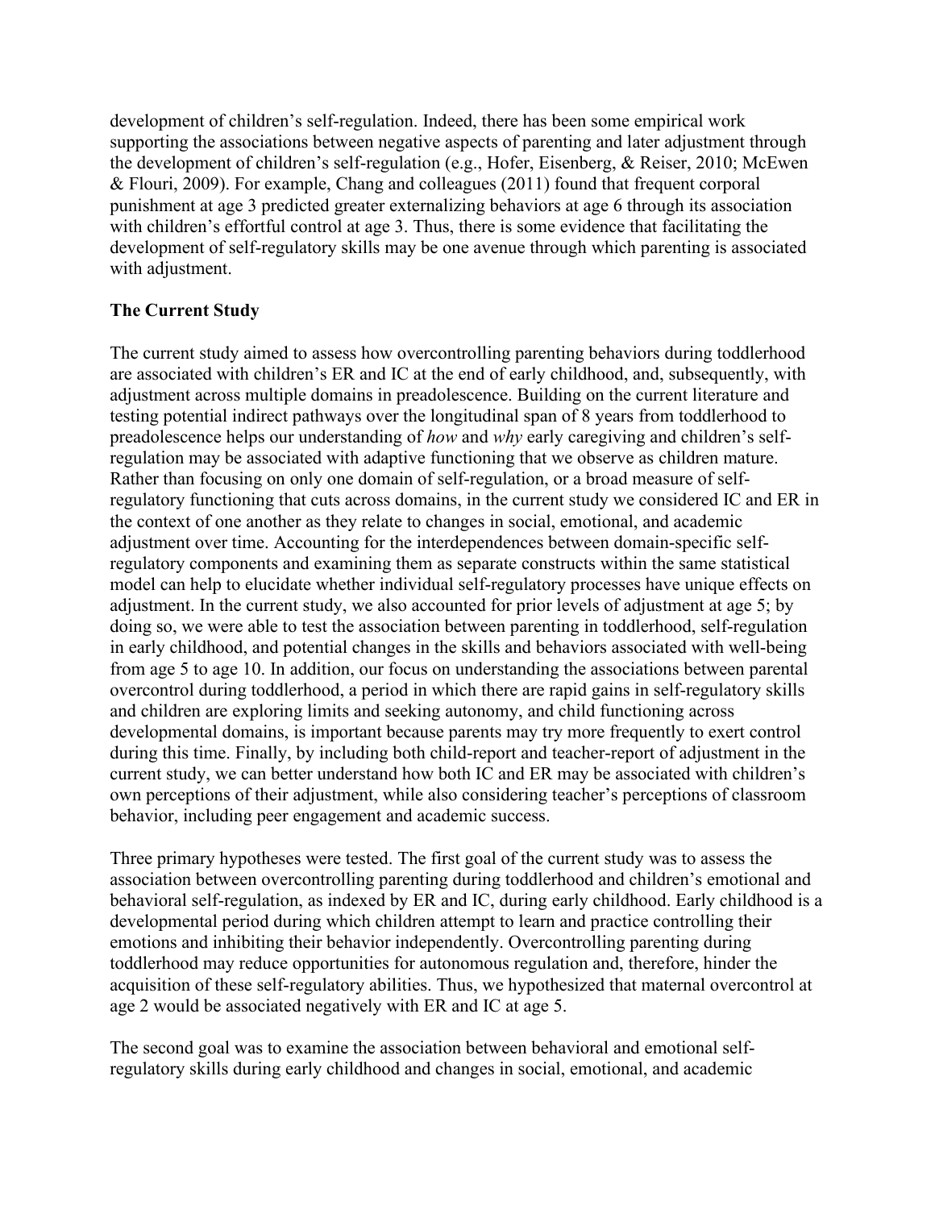development of children's self-regulation. Indeed, there has been some empirical work supporting the associations between negative aspects of parenting and later adjustment through the development of children's self-regulation (e.g., Hofer, Eisenberg, & Reiser, 2010; McEwen & Flouri, 2009). For example, Chang and colleagues (2011) found that frequent corporal punishment at age 3 predicted greater externalizing behaviors at age 6 through its association with children's effortful control at age 3. Thus, there is some evidence that facilitating the development of self-regulatory skills may be one avenue through which parenting is associated with adjustment.

## The Current Study

The current study aimed to assess how overcontrolling parenting behaviors during toddlerhood are associated with children's ER and IC at the end of early childhood, and, subsequently, with adjustment across multiple domains in preadolescence. Building on the current literature and testing potential indirect pathways over the longitudinal span of 8 years from toddlerhood to preadolescence helps our understanding of *how* and *why* early caregiving and children's self-regulation may be associated with adaptive functioning that we observe as children mature. Rather than focusing on only one domain of self-regulation, or a broad measure of self-regulatory functioning that cuts across domains, in the current study we considered IC and ER in the context of one another as they relate to changes in social, emotional, and academic adjustment over time. Accounting for the interdependences between domain-specific self-regulatory components and examining them as separate constructs within the same statistical model can help to elucidate whether individual self-regulatory processes have unique effects on adjustment. In the current study, we also accounted for prior levels of adjustment at age 5; by doing so, we were able to test the association between parenting in toddlerhood, self-regulation in early childhood, and potential changes in the skills and behaviors associated with well-being from age 5 to age 10. In addition, our focus on understanding the associations between parental overcontrol during toddlerhood, a period in which there are rapid gains in self-regulatory skills and children are exploring limits and seeking autonomy, and child functioning across developmental domains, is important because parents may try more frequently to exert control during this time. Finally, by including both child-report and teacher-report of adjustment in the current study, we can better understand how both IC and ER may be associated with children's own perceptions of their adjustment, while also considering teacher's perceptions of classroom behavior, including peer engagement and academic success.

Three primary hypotheses were tested. The first goal of the current study was to assess the association between overcontrolling parenting during toddlerhood and children's emotional and behavioral self-regulation, as indexed by ER and IC, during early childhood. Early childhood is a developmental period during which children attempt to learn and practice controlling their emotions and inhibiting their behavior independently. Overcontrolling parenting during toddlerhood may reduce opportunities for autonomous regulation and, therefore, hinder the acquisition of these self-regulatory abilities. Thus, we hypothesized that maternal overcontrol at age 2 would be associated negatively with ER and IC at age 5.

The second goal was to examine the association between behavioral and emotional self-regulatory skills during early childhood and changes in social, emotional, and academic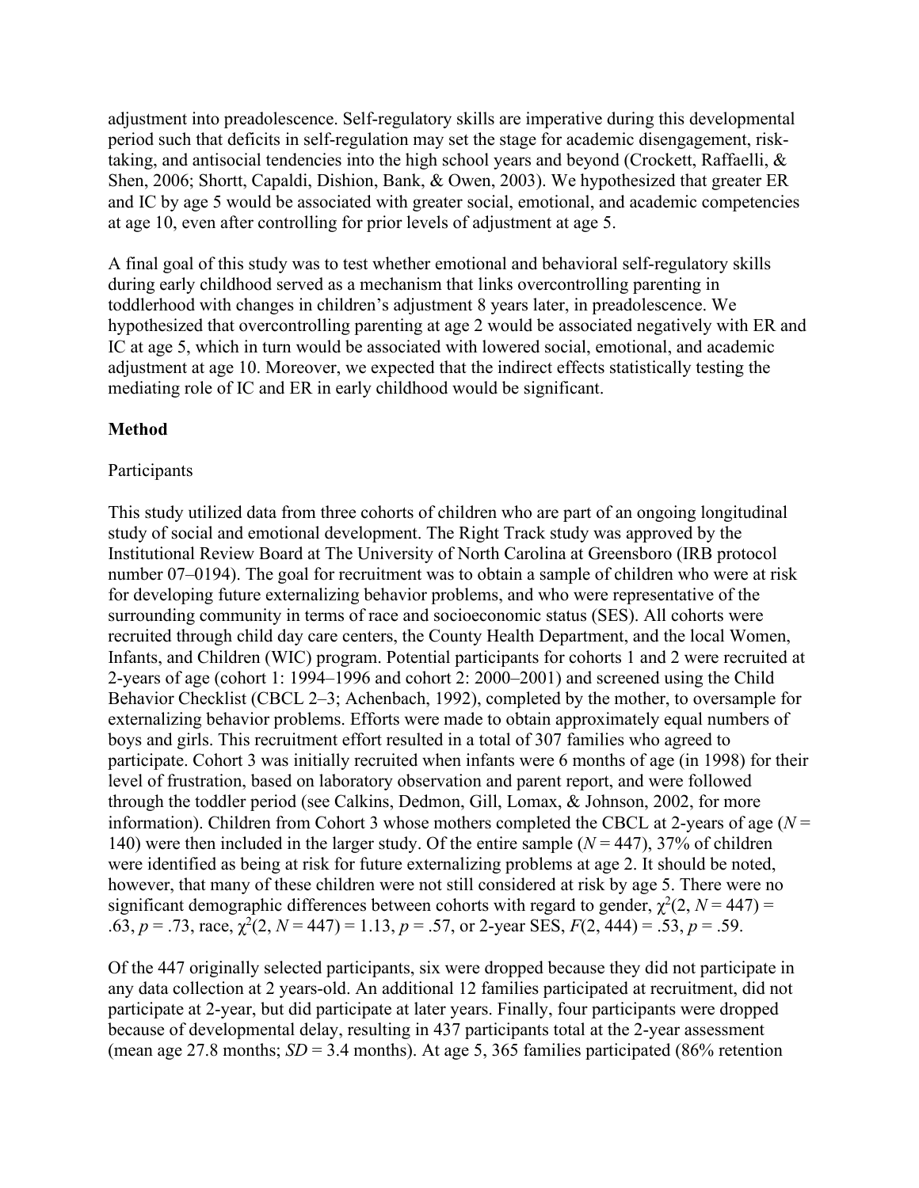adjustment into preadolescence. Self-regulatory skills are imperative during this developmental period such that deficits in self-regulation may set the stage for academic disengagement, risk-taking, and antisocial tendencies into the high school years and beyond (Crockett, Raffaelli, & Shen, 2006; Shortt, Capaldi, Dishion, Bank, & Owen, 2003). We hypothesized that greater ER and IC by age 5 would be associated with greater social, emotional, and academic competencies at age 10, even after controlling for prior levels of adjustment at age 5.

A final goal of this study was to test whether emotional and behavioral self-regulatory skills during early childhood served as a mechanism that links overcontrolling parenting in toddlerhood with changes in children's adjustment 8 years later, in preadolescence. We hypothesized that overcontrolling parenting at age 2 would be associated negatively with ER and IC at age 5, which in turn would be associated with lowered social, emotional, and academic adjustment at age 10. Moreover, we expected that the indirect effects statistically testing the mediating role of IC and ER in early childhood would be significant.

## Method

### Participants

This study utilized data from three cohorts of children who are part of an ongoing longitudinal study of social and emotional development. The Right Track study was approved by the Institutional Review Board at The University of North Carolina at Greensboro (IRB protocol number 07–0194). The goal for recruitment was to obtain a sample of children who were at risk for developing future externalizing behavior problems, and who were representative of the surrounding community in terms of race and socioeconomic status (SES). All cohorts were recruited through child day care centers, the County Health Department, and the local Women, Infants, and Children (WIC) program. Potential participants for cohorts 1 and 2 were recruited at 2-years of age (cohort 1: 1994–1996 and cohort 2: 2000–2001) and screened using the Child Behavior Checklist (CBCL 2–3; Achenbach, 1992), completed by the mother, to oversample for externalizing behavior problems. Efforts were made to obtain approximately equal numbers of boys and girls. This recruitment effort resulted in a total of 307 families who agreed to participate. Cohort 3 was initially recruited when infants were 6 months of age (in 1998) for their level of frustration, based on laboratory observation and parent report, and were followed through the toddler period (see Calkins, Dedmon, Gill, Lomax, & Johnson, 2002, for more information). Children from Cohort 3 whose mothers completed the CBCL at 2-years of age ($N$ = 140) were then included in the larger study. Of the entire sample ($N$ = 447), 37% of children were identified as being at risk for future externalizing problems at age 2. It should be noted, however, that many of these children were not still considered at risk by age 5. There were no significant demographic differences between cohorts with regard to gender, $\chi^2(2, N = 447) = .63, p = .73$, race, $\chi^2(2, N = 447) = 1.13, p = .57$, or 2-year SES, $F(2, 444) = .53, p = .59$.

Of the 447 originally selected participants, six were dropped because they did not participate in any data collection at 2 years-old. An additional 12 families participated at recruitment, did not participate at 2-year, but did participate at later years. Finally, four participants were dropped because of developmental delay, resulting in 437 participants total at the 2-year assessment (mean age 27.8 months; $SD$ = 3.4 months). At age 5, 365 families participated (86% retention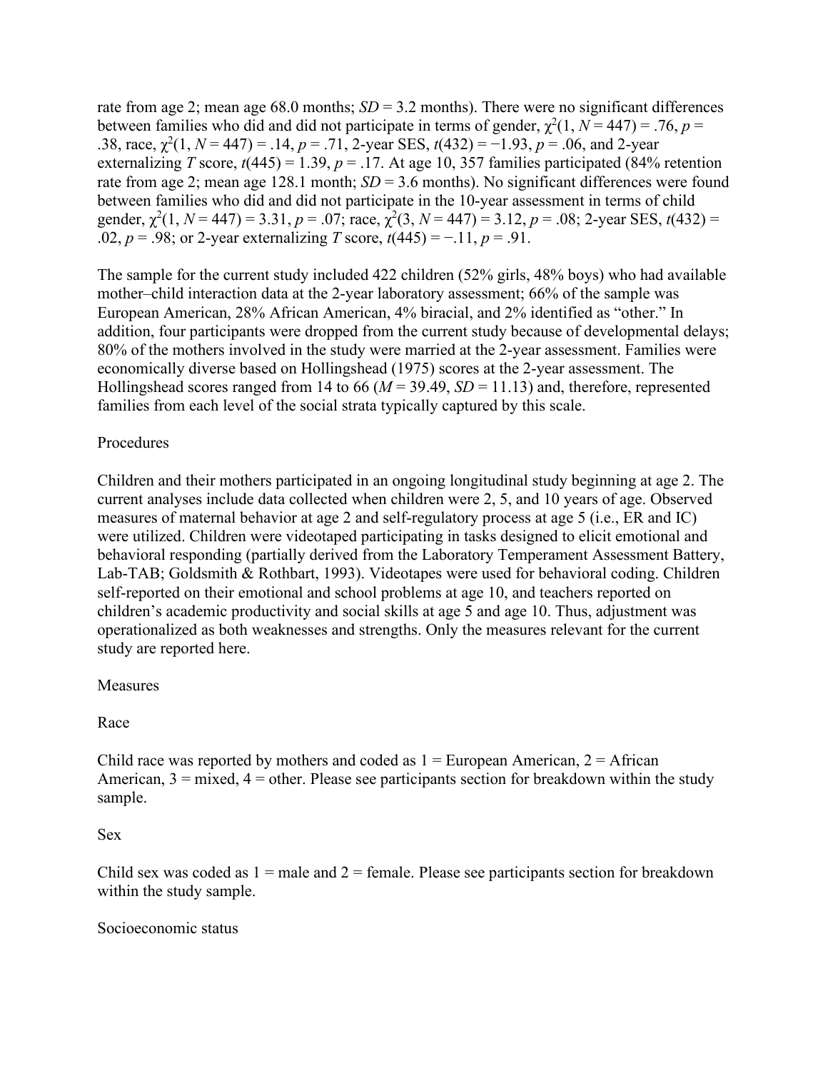rate from age 2; mean age 68.0 months; *SD* = 3.2 months). There were no significant differences between families who did and did not participate in terms of gender, $\chi^2(1, N = 447) = .76$, $p = .38$, race, $\chi^2(1, N = 447) = .14$, $p = .71$, 2-year SES, $t(432) = -1.93$, $p = .06$, and 2-year externalizing *T* score, $t(445) = 1.39$, $p = .17$. At age 10, 357 families participated (84% retention rate from age 2; mean age 128.1 month; *SD* = 3.6 months). No significant differences were found between families who did and did not participate in the 10-year assessment in terms of child gender, $\chi^2(1, N = 447) = 3.31$, $p = .07$; race, $\chi^2(3, N = 447) = 3.12$, $p = .08$; 2-year SES, $t(432) = .02$, $p = .98$; or 2-year externalizing *T* score, $t(445) = -.11$, $p = .91$.

The sample for the current study included 422 children (52% girls, 48% boys) who had available mother–child interaction data at the 2-year laboratory assessment; 66% of the sample was European American, 28% African American, 4% biracial, and 2% identified as "other." In addition, four participants were dropped from the current study because of developmental delays; 80% of the mothers involved in the study were married at the 2-year assessment. Families were economically diverse based on Hollingshead (1975) scores at the 2-year assessment. The Hollingshead scores ranged from 14 to 66 ($M = 39.49$, $SD = 11.13$) and, therefore, represented families from each level of the social strata typically captured by this scale.

## Procedures

Children and their mothers participated in an ongoing longitudinal study beginning at age 2. The current analyses include data collected when children were 2, 5, and 10 years of age. Observed measures of maternal behavior at age 2 and self-regulatory process at age 5 (i.e., ER and IC) were utilized. Children were videotaped participating in tasks designed to elicit emotional and behavioral responding (partially derived from the Laboratory Temperament Assessment Battery, Lab-TAB; Goldsmith & Rothbart, 1993). Videotapes were used for behavioral coding. Children self-reported on their emotional and school problems at age 10, and teachers reported on children's academic productivity and social skills at age 5 and age 10. Thus, adjustment was operationalized as both weaknesses and strengths. Only the measures relevant for the current study are reported here.

## Measures

### Race

Child race was reported by mothers and coded as 1 = European American, 2 = African American, 3 = mixed, 4 = other. Please see participants section for breakdown within the study sample.

### Sex

Child sex was coded as 1 = male and 2 = female. Please see participants section for breakdown within the study sample.

### Socioeconomic status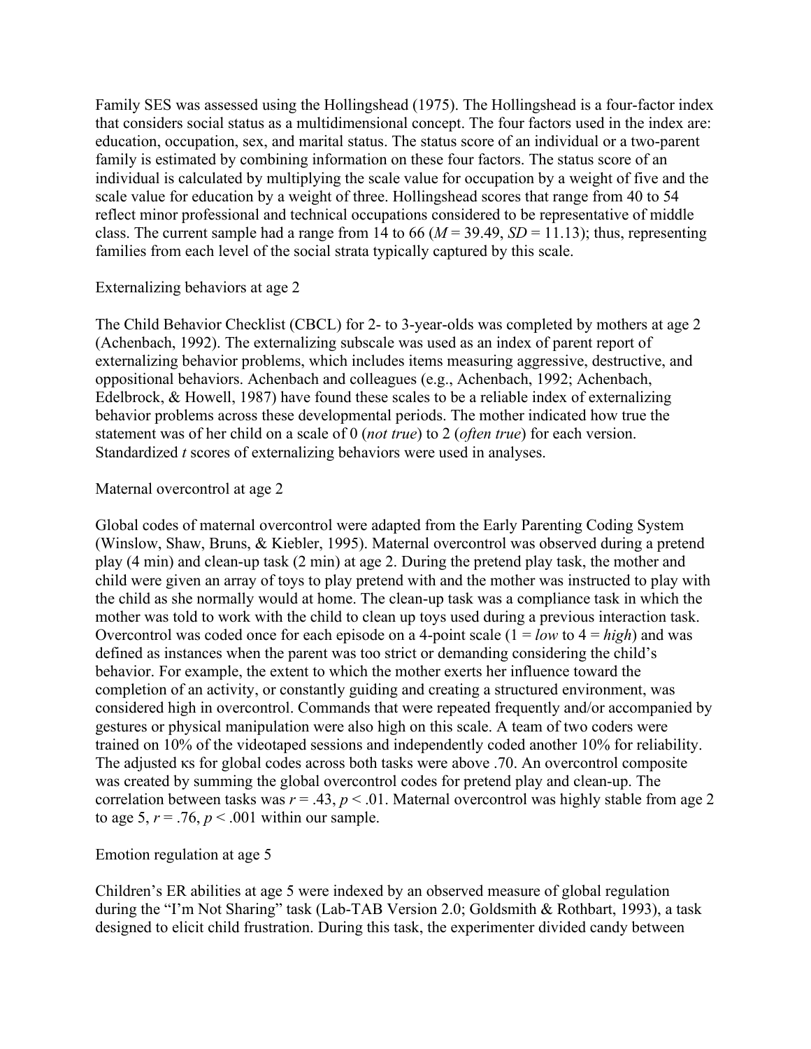Family SES was assessed using the Hollingshead (1975). The Hollingshead is a four-factor index that considers social status as a multidimensional concept. The four factors used in the index are: education, occupation, sex, and marital status. The status score of an individual or a two-parent family is estimated by combining information on these four factors. The status score of an individual is calculated by multiplying the scale value for occupation by a weight of five and the scale value for education by a weight of three. Hollingshead scores that range from 40 to 54 reflect minor professional and technical occupations considered to be representative of middle class. The current sample had a range from 14 to 66 ($M = 39.49$, $SD = 11.13$); thus, representing families from each level of the social strata typically captured by this scale.

### Externalizing behaviors at age 2

The Child Behavior Checklist (CBCL) for 2- to 3-year-olds was completed by mothers at age 2 (Achenbach, 1992). The externalizing subscale was used as an index of parent report of externalizing behavior problems, which includes items measuring aggressive, destructive, and oppositional behaviors. Achenbach and colleagues (e.g., Achenbach, 1992; Achenbach, Edelbrock, & Howell, 1987) have found these scales to be a reliable index of externalizing behavior problems across these developmental periods. The mother indicated how true the statement was of her child on a scale of 0 (*not true*) to 2 (*often true*) for each version. Standardized $t$ scores of externalizing behaviors were used in analyses.

### Maternal overcontrol at age 2

Global codes of maternal overcontrol were adapted from the Early Parenting Coding System (Winslow, Shaw, Bruns, & Kiebler, 1995). Maternal overcontrol was observed during a pretend play (4 min) and clean-up task (2 min) at age 2. During the pretend play task, the mother and child were given an array of toys to play pretend with and the mother was instructed to play with the child as she normally would at home. The clean-up task was a compliance task in which the mother was told to work with the child to clean up toys used during a previous interaction task. Overcontrol was coded once for each episode on a 4-point scale (1 = *low* to 4 = *high*) and was defined as instances when the parent was too strict or demanding considering the child's behavior. For example, the extent to which the mother exerts her influence toward the completion of an activity, or constantly guiding and creating a structured environment, was considered high in overcontrol. Commands that were repeated frequently and/or accompanied by gestures or physical manipulation were also high on this scale. A team of two coders were trained on 10% of the videotaped sessions and independently coded another 10% for reliability. The adjusted κs for global codes across both tasks were above .70. An overcontrol composite was created by summing the global overcontrol codes for pretend play and clean-up. The correlation between tasks was $r = .43$, $p < .01$. Maternal overcontrol was highly stable from age 2 to age 5, $r = .76$, $p < .001$ within our sample.

### Emotion regulation at age 5

Children's ER abilities at age 5 were indexed by an observed measure of global regulation during the "I'm Not Sharing" task (Lab-TAB Version 2.0; Goldsmith & Rothbart, 1993), a task designed to elicit child frustration. During this task, the experimenter divided candy between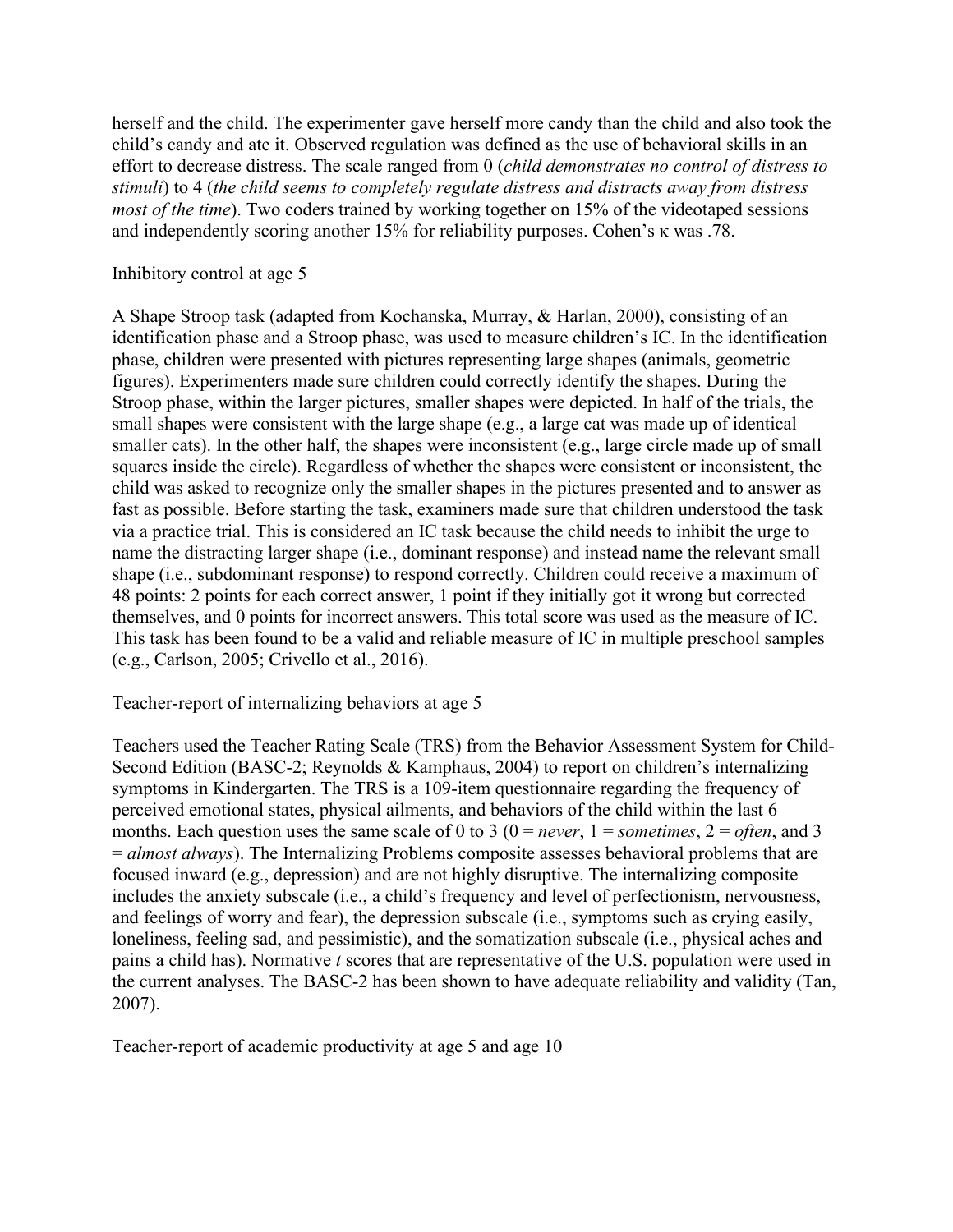herself and the child. The experimenter gave herself more candy than the child and also took the child's candy and ate it. Observed regulation was defined as the use of behavioral skills in an effort to decrease distress. The scale ranged from 0 (*child demonstrates no control of distress to stimuli*) to 4 (*the child seems to completely regulate distress and distracts away from distress most of the time*). Two coders trained by working together on 15% of the videotaped sessions and independently scoring another 15% for reliability purposes. Cohen's $\kappa$ was .78.

### Inhibitory control at age 5

A Shape Stroop task (adapted from Kochanska, Murray, & Harlan, 2000), consisting of an identification phase and a Stroop phase, was used to measure children's IC. In the identification phase, children were presented with pictures representing large shapes (animals, geometric figures). Experimenters made sure children could correctly identify the shapes. During the Stroop phase, within the larger pictures, smaller shapes were depicted. In half of the trials, the small shapes were consistent with the large shape (e.g., a large cat was made up of identical smaller cats). In the other half, the shapes were inconsistent (e.g., large circle made up of small squares inside the circle). Regardless of whether the shapes were consistent or inconsistent, the child was asked to recognize only the smaller shapes in the pictures presented and to answer as fast as possible. Before starting the task, examiners made sure that children understood the task via a practice trial. This is considered an IC task because the child needs to inhibit the urge to name the distracting larger shape (i.e., dominant response) and instead name the relevant small shape (i.e., subdominant response) to respond correctly. Children could receive a maximum of 48 points: 2 points for each correct answer, 1 point if they initially got it wrong but corrected themselves, and 0 points for incorrect answers. This total score was used as the measure of IC. This task has been found to be a valid and reliable measure of IC in multiple preschool samples (e.g., Carlson, 2005; Crivello et al., 2016).

### Teacher-report of internalizing behaviors at age 5

Teachers used the Teacher Rating Scale (TRS) from the Behavior Assessment System for Child-Second Edition (BASC-2; Reynolds & Kamphaus, 2004) to report on children's internalizing symptoms in Kindergarten. The TRS is a 109-item questionnaire regarding the frequency of perceived emotional states, physical ailments, and behaviors of the child within the last 6 months. Each question uses the same scale of 0 to 3 (0 = *never*, 1 = *sometimes*, 2 = *often*, and 3 = *almost always*). The Internalizing Problems composite assesses behavioral problems that are focused inward (e.g., depression) and are not highly disruptive. The internalizing composite includes the anxiety subscale (i.e., a child's frequency and level of perfectionism, nervousness, and feelings of worry and fear), the depression subscale (i.e., symptoms such as crying easily, loneliness, feeling sad, and pessimistic), and the somatization subscale (i.e., physical aches and pains a child has). Normative *t* scores that are representative of the U.S. population were used in the current analyses. The BASC-2 has been shown to have adequate reliability and validity (Tan, 2007).

### Teacher-report of academic productivity at age 5 and age 10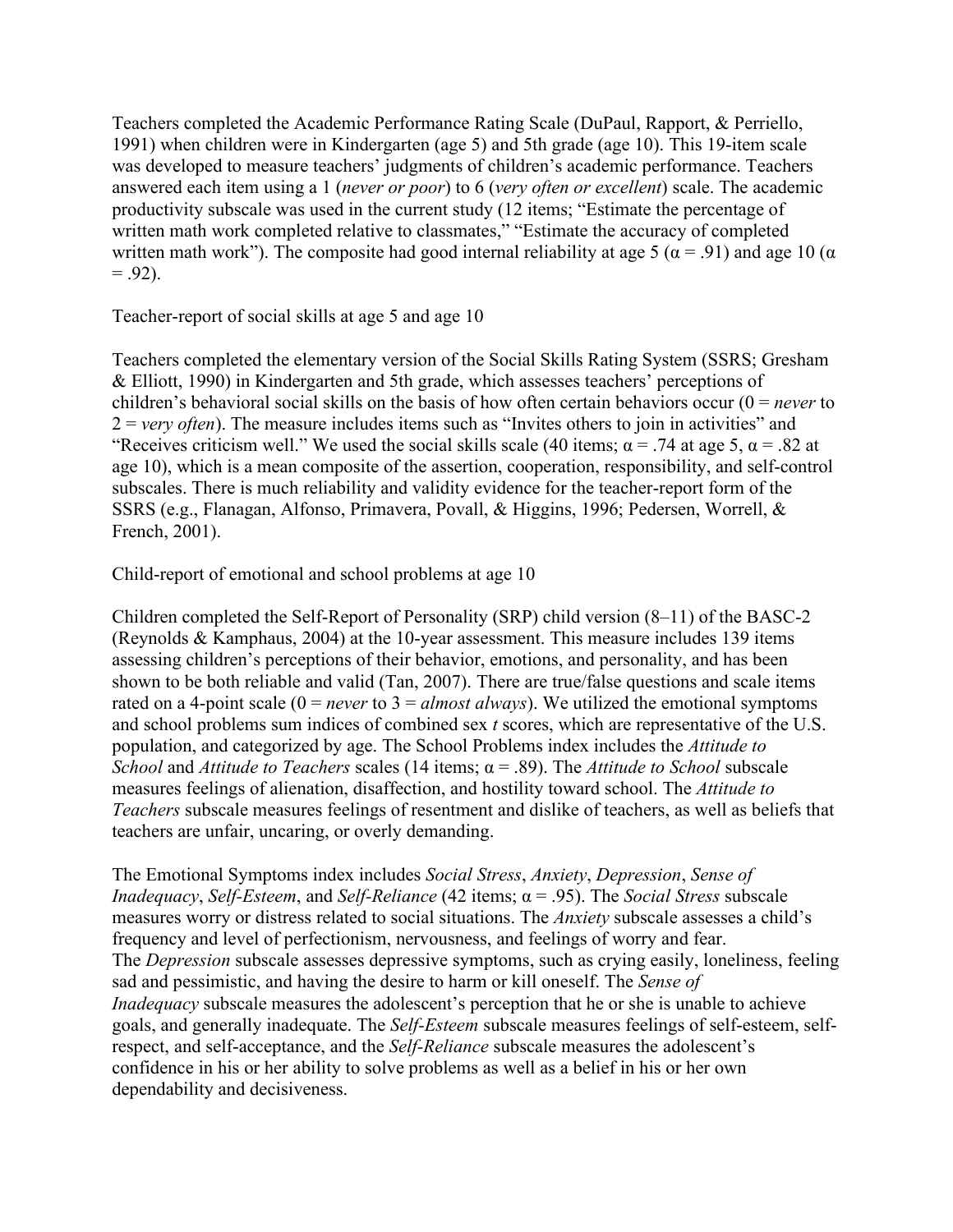Teachers completed the Academic Performance Rating Scale (DuPaul, Rapport, & Perriello, 1991) when children were in Kindergarten (age 5) and 5th grade (age 10). This 19-item scale was developed to measure teachers' judgments of children's academic performance. Teachers answered each item using a 1 (*never or poor*) to 6 (*very often or excellent*) scale. The academic productivity subscale was used in the current study (12 items; "Estimate the percentage of written math work completed relative to classmates," "Estimate the accuracy of completed written math work"). The composite had good internal reliability at age 5 ($\alpha = .91$) and age 10 ($\alpha = .92$).

### Teacher-report of social skills at age 5 and age 10

Teachers completed the elementary version of the Social Skills Rating System (SSRS; Gresham & Elliott, 1990) in Kindergarten and 5th grade, which assesses teachers' perceptions of children's behavioral social skills on the basis of how often certain behaviors occur (0 = *never* to 2 = *very often*). The measure includes items such as "Invites others to join in activities" and "Receives criticism well." We used the social skills scale (40 items; $\alpha = .74$ at age 5, $\alpha = .82$ at age 10), which is a mean composite of the assertion, cooperation, responsibility, and self-control subscales. There is much reliability and validity evidence for the teacher-report form of the SSRS (e.g., Flanagan, Alfonso, Primavera, Povall, & Higgins, 1996; Pedersen, Worrell, & French, 2001).

### Child-report of emotional and school problems at age 10

Children completed the Self-Report of Personality (SRP) child version (8–11) of the BASC-2 (Reynolds & Kamphaus, 2004) at the 10-year assessment. This measure includes 139 items assessing children's perceptions of their behavior, emotions, and personality, and has been shown to be both reliable and valid (Tan, 2007). There are true/false questions and scale items rated on a 4-point scale (0 = *never* to 3 = *almost always*). We utilized the emotional symptoms and school problems sum indices of combined sex *t* scores, which are representative of the U.S. population, and categorized by age. The School Problems index includes the *Attitude to School* and *Attitude to Teachers* scales (14 items; $\alpha = .89$). The *Attitude to School* subscale measures feelings of alienation, disaffection, and hostility toward school. The *Attitude to Teachers* subscale measures feelings of resentment and dislike of teachers, as well as beliefs that teachers are unfair, uncaring, or overly demanding.

The Emotional Symptoms index includes *Social Stress*, *Anxiety*, *Depression*, *Sense of Inadequacy*, *Self-Esteem*, and *Self-Reliance* (42 items; $\alpha = .95$). The *Social Stress* subscale measures worry or distress related to social situations. The *Anxiety* subscale assesses a child's frequency and level of perfectionism, nervousness, and feelings of worry and fear. The *Depression* subscale assesses depressive symptoms, such as crying easily, loneliness, feeling sad and pessimistic, and having the desire to harm or kill oneself. The *Sense of Inadequacy* subscale measures the adolescent's perception that he or she is unable to achieve goals, and generally inadequate. The *Self-Esteem* subscale measures feelings of self-esteem, self-respect, and self-acceptance, and the *Self-Reliance* subscale measures the adolescent's confidence in his or her ability to solve problems as well as a belief in his or her own dependability and decisiveness.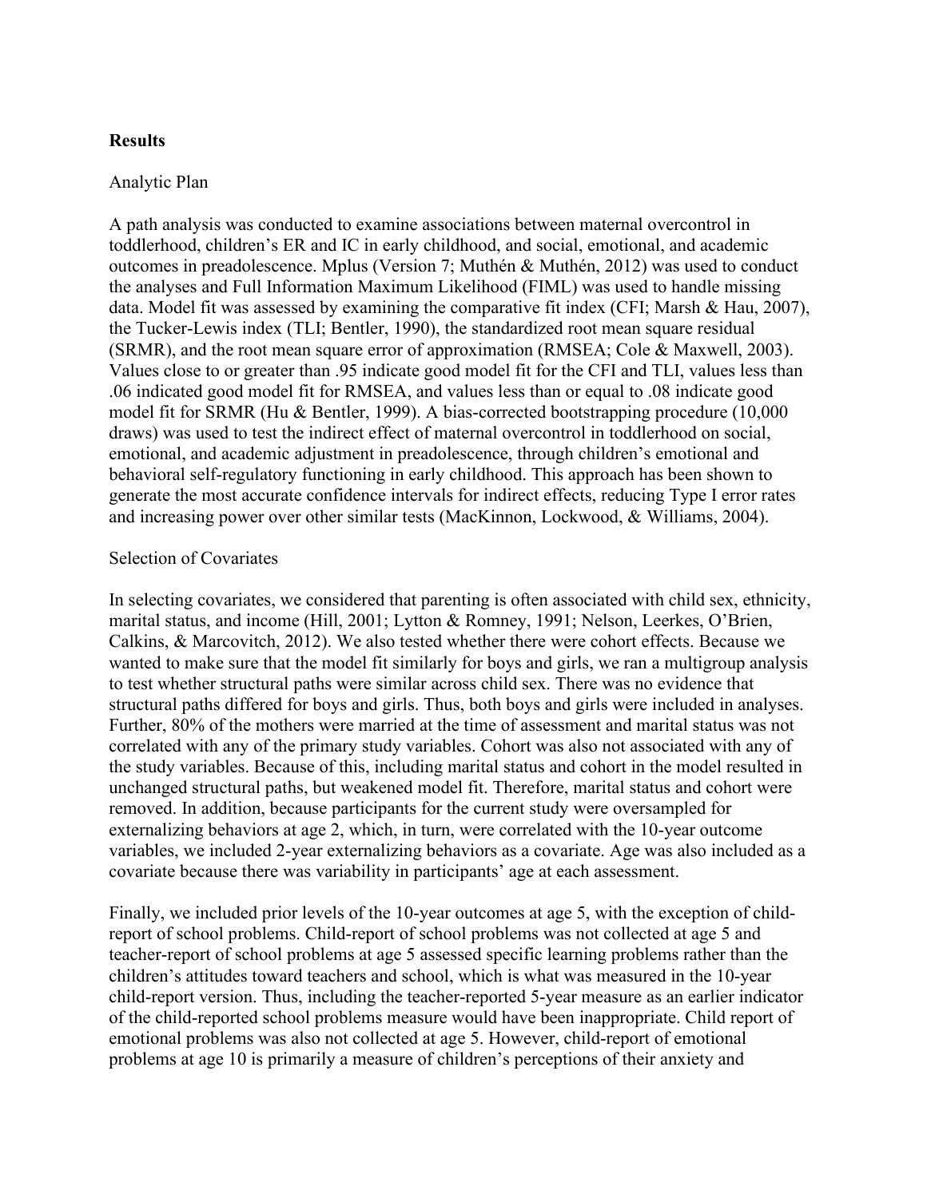## Results

### Analytic Plan

A path analysis was conducted to examine associations between maternal overcontrol in toddlerhood, children's ER and IC in early childhood, and social, emotional, and academic outcomes in preadolescence. Mplus (Version 7; Muthén & Muthén, 2012) was used to conduct the analyses and Full Information Maximum Likelihood (FIML) was used to handle missing data. Model fit was assessed by examining the comparative fit index (CFI; Marsh & Hau, 2007), the Tucker-Lewis index (TLI; Bentler, 1990), the standardized root mean square residual (SRMR), and the root mean square error of approximation (RMSEA; Cole & Maxwell, 2003). Values close to or greater than .95 indicate good model fit for the CFI and TLI, values less than .06 indicated good model fit for RMSEA, and values less than or equal to .08 indicate good model fit for SRMR (Hu & Bentler, 1999). A bias-corrected bootstrapping procedure (10,000 draws) was used to test the indirect effect of maternal overcontrol in toddlerhood on social, emotional, and academic adjustment in preadolescence, through children's emotional and behavioral self-regulatory functioning in early childhood. This approach has been shown to generate the most accurate confidence intervals for indirect effects, reducing Type I error rates and increasing power over other similar tests (MacKinnon, Lockwood, & Williams, 2004).

### Selection of Covariates

In selecting covariates, we considered that parenting is often associated with child sex, ethnicity, marital status, and income (Hill, 2001; Lytton & Romney, 1991; Nelson, Leerkes, O'Brien, Calkins, & Marcovitch, 2012). We also tested whether there were cohort effects. Because we wanted to make sure that the model fit similarly for boys and girls, we ran a multigroup analysis to test whether structural paths were similar across child sex. There was no evidence that structural paths differed for boys and girls. Thus, both boys and girls were included in analyses. Further, 80% of the mothers were married at the time of assessment and marital status was not correlated with any of the primary study variables. Cohort was also not associated with any of the study variables. Because of this, including marital status and cohort in the model resulted in unchanged structural paths, but weakened model fit. Therefore, marital status and cohort were removed. In addition, because participants for the current study were oversampled for externalizing behaviors at age 2, which, in turn, were correlated with the 10-year outcome variables, we included 2-year externalizing behaviors as a covariate. Age was also included as a covariate because there was variability in participants' age at each assessment.

Finally, we included prior levels of the 10-year outcomes at age 5, with the exception of child-report of school problems. Child-report of school problems was not collected at age 5 and teacher-report of school problems at age 5 assessed specific learning problems rather than the children's attitudes toward teachers and school, which is what was measured in the 10-year child-report version. Thus, including the teacher-reported 5-year measure as an earlier indicator of the child-reported school problems measure would have been inappropriate. Child report of emotional problems was also not collected at age 5. However, child-report of emotional problems at age 10 is primarily a measure of children's perceptions of their anxiety and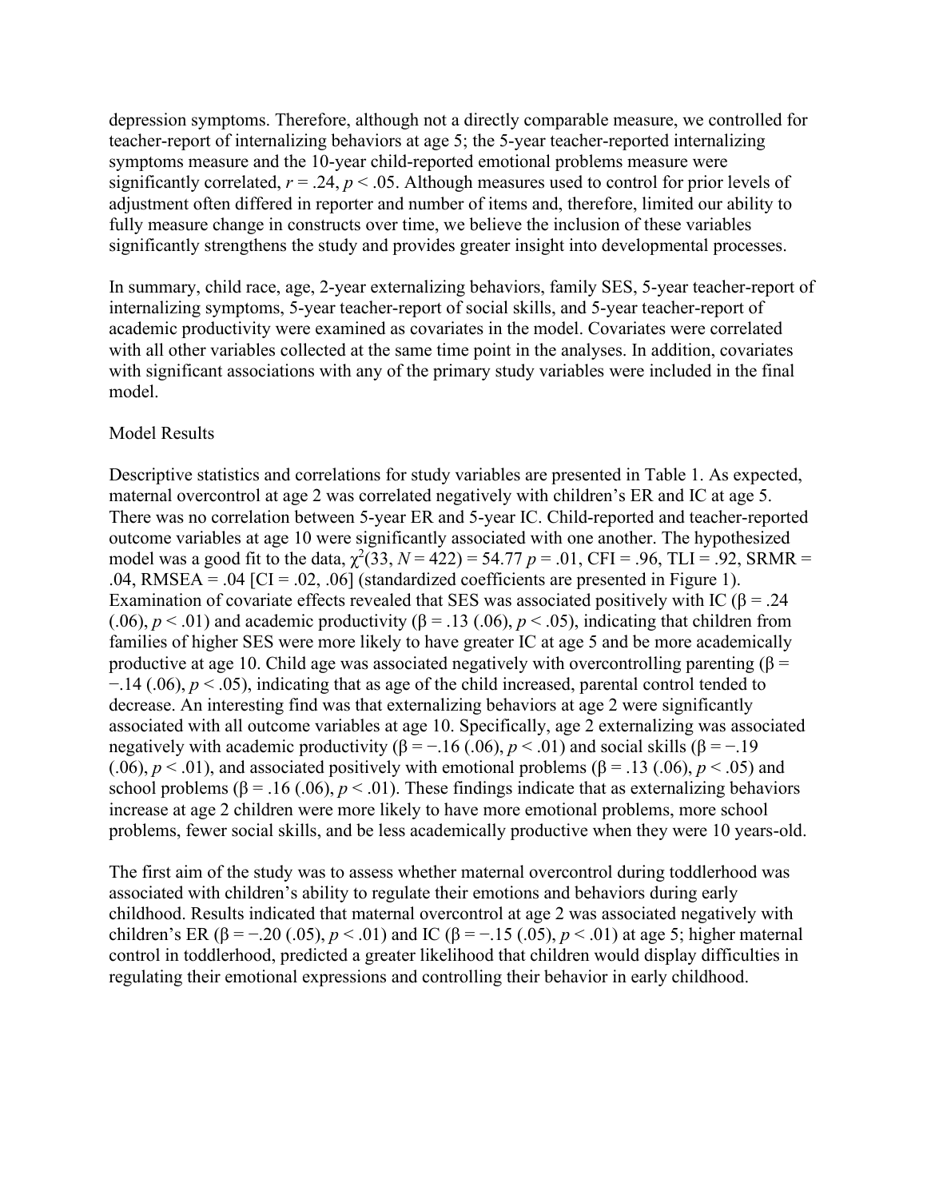depression symptoms. Therefore, although not a directly comparable measure, we controlled for teacher-report of internalizing behaviors at age 5; the 5-year teacher-reported internalizing symptoms measure and the 10-year child-reported emotional problems measure were significantly correlated, $r = .24$, $p < .05$. Although measures used to control for prior levels of adjustment often differed in reporter and number of items and, therefore, limited our ability to fully measure change in constructs over time, we believe the inclusion of these variables significantly strengthens the study and provides greater insight into developmental processes.

In summary, child race, age, 2-year externalizing behaviors, family SES, 5-year teacher-report of internalizing symptoms, 5-year teacher-report of social skills, and 5-year teacher-report of academic productivity were examined as covariates in the model. Covariates were correlated with all other variables collected at the same time point in the analyses. In addition, covariates with significant associations with any of the primary study variables were included in the final model.

## Model Results

Descriptive statistics and correlations for study variables are presented in Table 1. As expected, maternal overcontrol at age 2 was correlated negatively with children's ER and IC at age 5. There was no correlation between 5-year ER and 5-year IC. Child-reported and teacher-reported outcome variables at age 10 were significantly associated with one another. The hypothesized model was a good fit to the data, $\chi^2(33, N = 422) = 54.77$ $p = .01$, CFI = .96, TLI = .92, SRMR = .04, RMSEA = .04 [CI = .02, .06] (standardized coefficients are presented in Figure 1). Examination of covariate effects revealed that SES was associated positively with IC ($\beta = .24$ (.06), $p < .01$) and academic productivity ($\beta = .13$ (.06), $p < .05$), indicating that children from families of higher SES were more likely to have greater IC at age 5 and be more academically productive at age 10. Child age was associated negatively with overcontrolling parenting ($\beta = -.14$ (.06), $p < .05$), indicating that as age of the child increased, parental control tended to decrease. An interesting find was that externalizing behaviors at age 2 were significantly associated with all outcome variables at age 10. Specifically, age 2 externalizing was associated negatively with academic productivity ($\beta = -.16$ (.06), $p < .01$) and social skills ($\beta = -.19$ (.06), $p < .01$), and associated positively with emotional problems ($\beta = .13$ (.06), $p < .05$) and school problems ($\beta = .16$ (.06), $p < .01$). These findings indicate that as externalizing behaviors increase at age 2 children were more likely to have more emotional problems, more school problems, fewer social skills, and be less academically productive when they were 10 years-old.

The first aim of the study was to assess whether maternal overcontrol during toddlerhood was associated with children's ability to regulate their emotions and behaviors during early childhood. Results indicated that maternal overcontrol at age 2 was associated negatively with children's ER ($\beta = -.20$ (.05), $p < .01$) and IC ($\beta = -.15$ (.05), $p < .01$) at age 5; higher maternal control in toddlerhood, predicted a greater likelihood that children would display difficulties in regulating their emotional expressions and controlling their behavior in early childhood.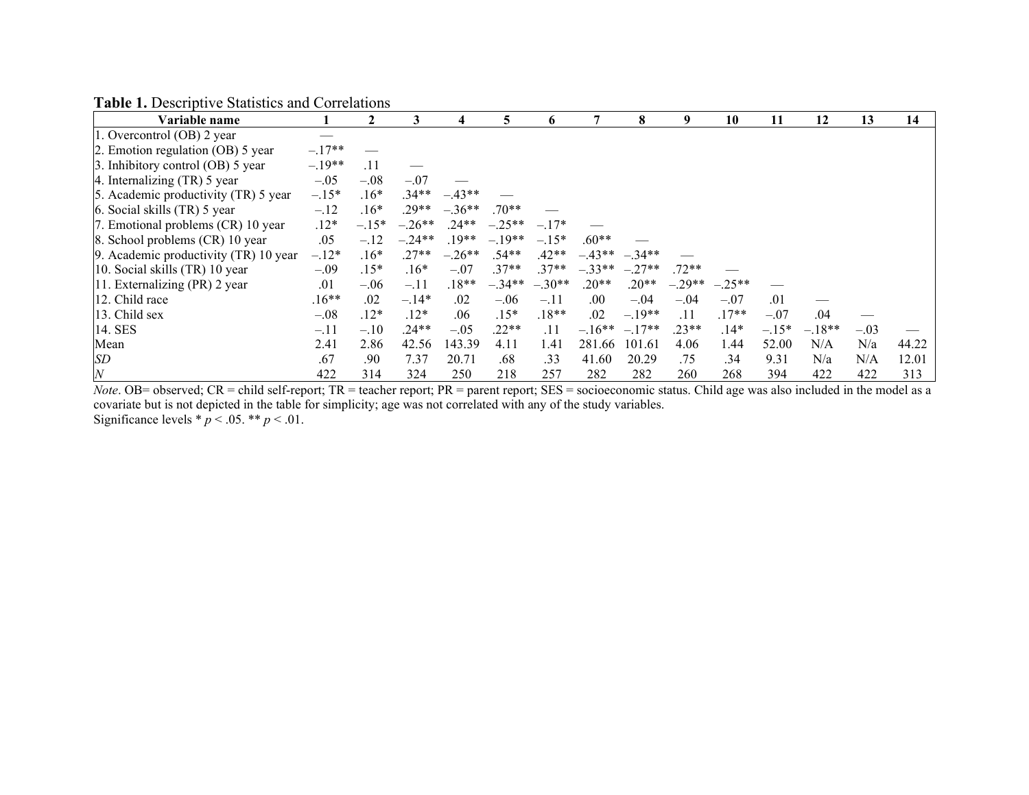**Table 1.** Descriptive Statistics and Correlations

| Variable name | 1 | 2 | 3 | 4 | 5 | 6 | 7 | 8 | 9 | 10 | 11 | 12 | 13 | 14 |
|---|---|---|---|---|---|---|---|---|---|---|---|---|---|---|
| 1. Overcontrol (OB) 2 year | — | | | | | | | | | | | | | |
| 2. Emotion regulation (OB) 5 year | –.17** | — | | | | | | | | | | | | |
| 3. Inhibitory control (OB) 5 year | –.19** | .11 | — | | | | | | | | | | | |
| 4. Internalizing (TR) 5 year | –.05 | –.08 | –.07 | — | | | | | | | | | | |
| 5. Academic productivity (TR) 5 year | –.15* | .16* | .34** | –.43** | — | | | | | | | | | |
| 6. Social skills (TR) 5 year | –.12 | .16* | .29** | –.36** | .70** | — | | | | | | | | |
| 7. Emotional problems (CR) 10 year | .12* | –.15* | –.26** | .24** | –.25** | –.17* | — | | | | | | | |
| 8. School problems (CR) 10 year | .05 | –.12 | –.24** | .19** | –.19** | –.15* | .60** | — | | | | | | |
| 9. Academic productivity (TR) 10 year | –.12* | .16* | .27** | –.26** | .54** | .42** | –.43** | –.34** | — | | | | | |
| 10. Social skills (TR) 10 year | –.09 | .15* | .16* | –.07 | .37** | .37** | –.33** | –.27** | .72** | — | | | | |
| 11. Externalizing (PR) 2 year | .01 | –.06 | –.11 | .18** | –.34** | –.30** | .20** | .20** | –.29** | –.25** | — | | | |
| 12. Child race | .16** | .02 | –.14* | .02 | –.06 | –.11 | .00 | –.04 | –.04 | –.07 | .01 | — | | |
| 13. Child sex | –.08 | .12* | .12* | .06 | .15* | .18** | .02 | –.19** | .11 | .17** | –.07 | .04 | — | |
| 14. SES | –.11 | –.10 | .24** | –.05 | .22** | .11 | –.16** | –.17** | .23** | .14* | –.15* | –.18** | –.03 | — |
| Mean | 2.41 | 2.86 | 42.56 | 143.39 | 4.11 | 1.41 | 281.66 | 101.61 | 4.06 | 1.44 | 52.00 | N/A | N/a | 44.22 |
| *SD* | .67 | .90 | 7.37 | 20.71 | .68 | .33 | 41.60 | 20.29 | .75 | .34 | 9.31 | N/a | N/A | 12.01 |
| *N* | 422 | 314 | 324 | 250 | 218 | 257 | 282 | 282 | 260 | 268 | 394 | 422 | 422 | 313 |

*Note*. OB= observed; CR = child self-report; TR = teacher report; PR = parent report; SES = socioeconomic status. Child age was also included in the model as a covariate but is not depicted in the table for simplicity; age was not correlated with any of the study variables.
Significance levels * $p < .05$. ** $p < .01$.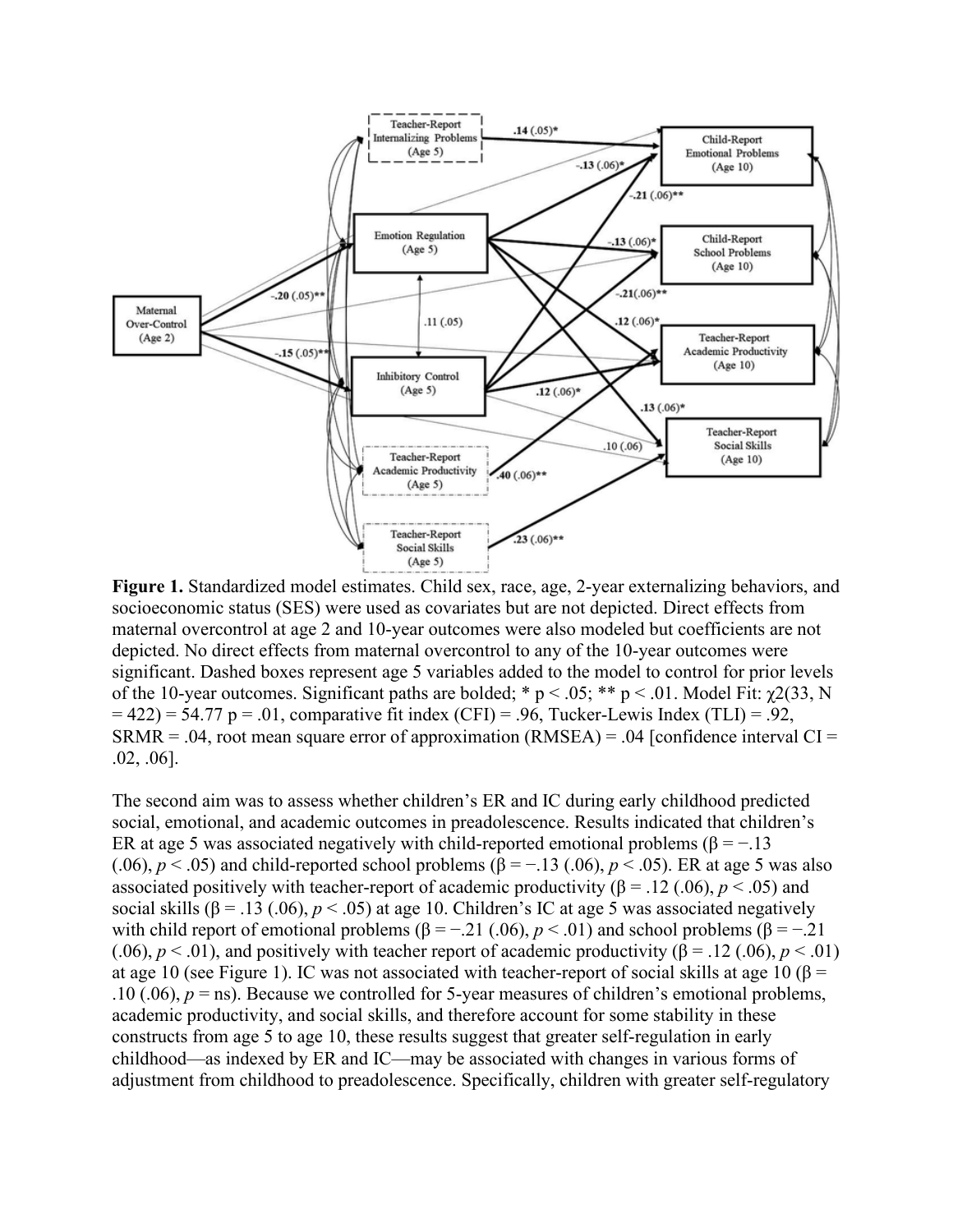**Figure 1.** Standardized model estimates. Child sex, race, age, 2-year externalizing behaviors, and socioeconomic status (SES) were used as covariates but are not depicted. Direct effects from maternal overcontrol at age 2 and 10-year outcomes were also modeled but coefficients are not depicted. No direct effects from maternal overcontrol to any of the 10-year outcomes were significant. Dashed boxes represent age 5 variables added to the model to control for prior levels of the 10-year outcomes. Significant paths are bolded; * $p < .05$; ** $p < .01$. Model Fit: $\chi2(33, N = 422) = 54.77$ $p = .01$, comparative fit index (CFI) = .96, Tucker-Lewis Index (TLI) = .92, SRMR = .04, root mean square error of approximation (RMSEA) = .04 [confidence interval CI = .02, .06].

The second aim was to assess whether children's ER and IC during early childhood predicted social, emotional, and academic outcomes in preadolescence. Results indicated that children's ER at age 5 was associated negatively with child-reported emotional problems ($\beta = -.13$ (.06), $p < .05$) and child-reported school problems ($\beta = -.13$ (.06), $p < .05$). ER at age 5 was also associated positively with teacher-report of academic productivity ($\beta = .12$ (.06), $p < .05$) and social skills ($\beta = .13$ (.06), $p < .05$) at age 10. Children's IC at age 5 was associated negatively with child report of emotional problems ($\beta = -.21$ (.06), $p < .01$) and school problems ($\beta = -.21$ (.06), $p < .01$), and positively with teacher report of academic productivity ($\beta = .12$ (.06), $p < .01$) at age 10 (see Figure 1). IC was not associated with teacher-report of social skills at age 10 ($\beta = .10$ (.06), $p$ = ns). Because we controlled for 5-year measures of children's emotional problems, academic productivity, and social skills, and therefore account for some stability in these constructs from age 5 to age 10, these results suggest that greater self-regulation in early childhood—as indexed by ER and IC—may be associated with changes in various forms of adjustment from childhood to preadolescence. Specifically, children with greater self-regulatory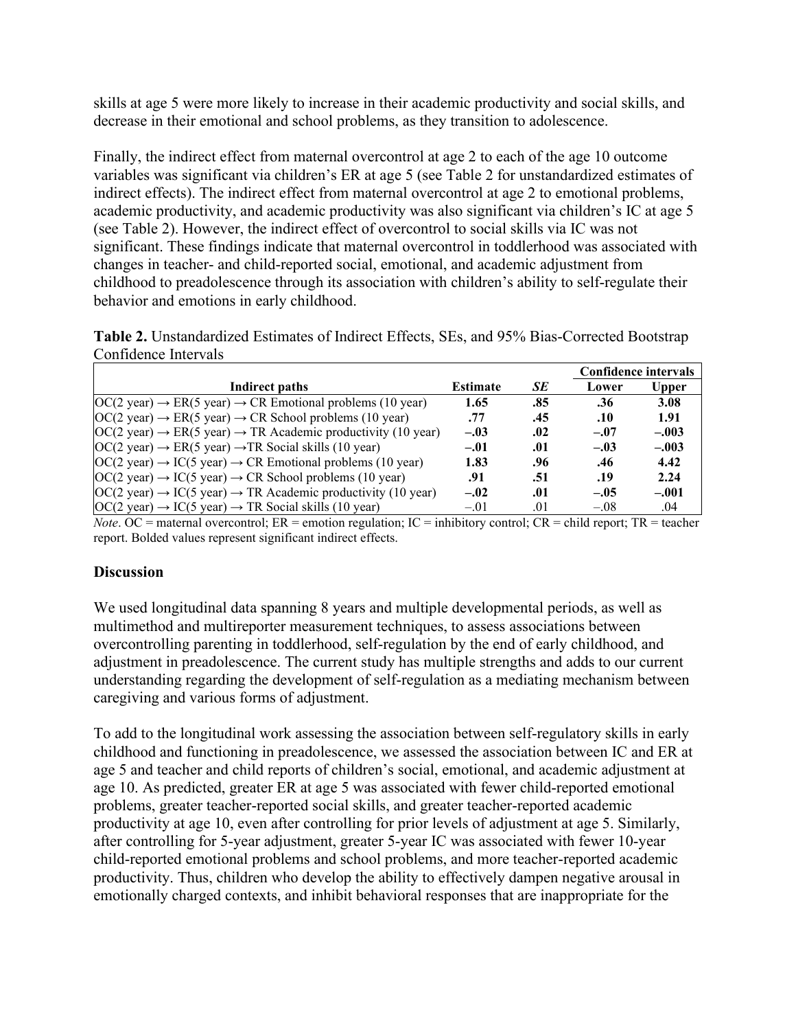skills at age 5 were more likely to increase in their academic productivity and social skills, and decrease in their emotional and school problems, as they transition to adolescence.

Finally, the indirect effect from maternal overcontrol at age 2 to each of the age 10 outcome variables was significant via children's ER at age 5 (see Table 2 for unstandardized estimates of indirect effects). The indirect effect from maternal overcontrol at age 2 to emotional problems, academic productivity, and academic productivity was also significant via children's IC at age 5 (see Table 2). However, the indirect effect of overcontrol to social skills via IC was not significant. These findings indicate that maternal overcontrol in toddlerhood was associated with changes in teacher- and child-reported social, emotional, and academic adjustment from childhood to preadolescence through its association with children's ability to self-regulate their behavior and emotions in early childhood.

**Table 2.** Unstandardized Estimates of Indirect Effects, SEs, and 95% Bias-Corrected Bootstrap Confidence Intervals

| | | | Confidence intervals | |
|---|---|---|---|---|
| **Indirect paths** | **Estimate** | ***SE*** | **Lower** | **Upper** |
| OC(2 year) → ER(5 year) → CR Emotional problems (10 year) | **1.65** | **.85** | **.36** | **3.08** |
| OC(2 year) → ER(5 year) → CR School problems (10 year) | **.77** | **.45** | **.10** | **1.91** |
| OC(2 year) → ER(5 year) → TR Academic productivity (10 year) | **–.03** | **.02** | **–.07** | **–.003** |
| OC(2 year) → ER(5 year) →TR Social skills (10 year) | **–.01** | **.01** | **–.03** | **–.003** |
| OC(2 year) → IC(5 year) → CR Emotional problems (10 year) | **1.83** | **.96** | **.46** | **4.42** |
| OC(2 year) → IC(5 year) → CR School problems (10 year) | **.91** | **.51** | **.19** | **2.24** |
| OC(2 year) → IC(5 year) → TR Academic productivity (10 year) | **–.02** | **.01** | **–.05** | **–.001** |
| OC(2 year) → IC(5 year) → TR Social skills (10 year) | –.01 | .01 | –.08 | .04 |

*Note*. OC = maternal overcontrol; ER = emotion regulation; IC = inhibitory control; CR = child report; TR = teacher report. Bolded values represent significant indirect effects.

## Discussion

We used longitudinal data spanning 8 years and multiple developmental periods, as well as multimethod and multireporter measurement techniques, to assess associations between overcontrolling parenting in toddlerhood, self-regulation by the end of early childhood, and adjustment in preadolescence. The current study has multiple strengths and adds to our current understanding regarding the development of self-regulation as a mediating mechanism between caregiving and various forms of adjustment.

To add to the longitudinal work assessing the association between self-regulatory skills in early childhood and functioning in preadolescence, we assessed the association between IC and ER at age 5 and teacher and child reports of children's social, emotional, and academic adjustment at age 10. As predicted, greater ER at age 5 was associated with fewer child-reported emotional problems, greater teacher-reported social skills, and greater teacher-reported academic productivity at age 10, even after controlling for prior levels of adjustment at age 5. Similarly, after controlling for 5-year adjustment, greater 5-year IC was associated with fewer 10-year child-reported emotional problems and school problems, and more teacher-reported academic productivity. Thus, children who develop the ability to effectively dampen negative arousal in emotionally charged contexts, and inhibit behavioral responses that are inappropriate for the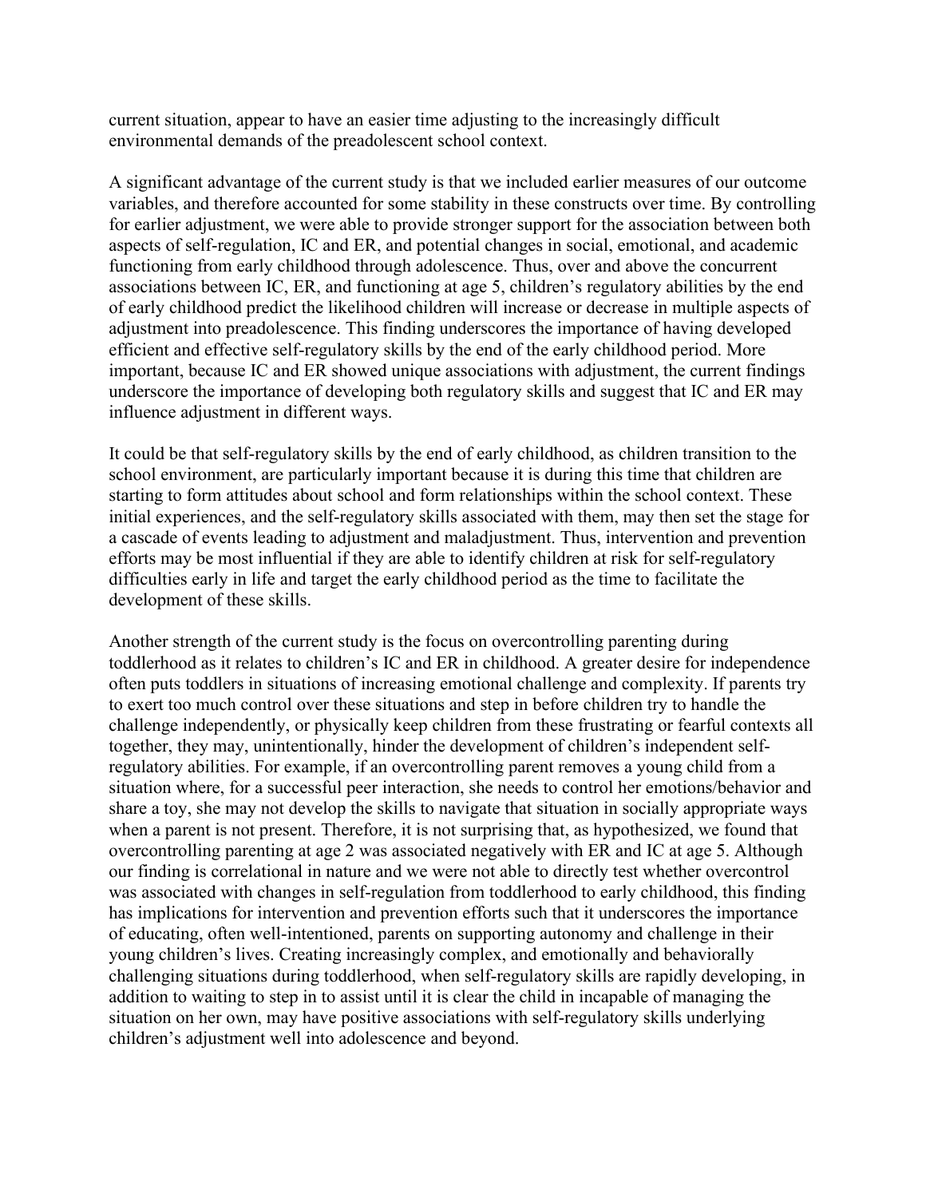current situation, appear to have an easier time adjusting to the increasingly difficult environmental demands of the preadolescent school context.

A significant advantage of the current study is that we included earlier measures of our outcome variables, and therefore accounted for some stability in these constructs over time. By controlling for earlier adjustment, we were able to provide stronger support for the association between both aspects of self-regulation, IC and ER, and potential changes in social, emotional, and academic functioning from early childhood through adolescence. Thus, over and above the concurrent associations between IC, ER, and functioning at age 5, children's regulatory abilities by the end of early childhood predict the likelihood children will increase or decrease in multiple aspects of adjustment into preadolescence. This finding underscores the importance of having developed efficient and effective self-regulatory skills by the end of the early childhood period. More important, because IC and ER showed unique associations with adjustment, the current findings underscore the importance of developing both regulatory skills and suggest that IC and ER may influence adjustment in different ways.

It could be that self-regulatory skills by the end of early childhood, as children transition to the school environment, are particularly important because it is during this time that children are starting to form attitudes about school and form relationships within the school context. These initial experiences, and the self-regulatory skills associated with them, may then set the stage for a cascade of events leading to adjustment and maladjustment. Thus, intervention and prevention efforts may be most influential if they are able to identify children at risk for self-regulatory difficulties early in life and target the early childhood period as the time to facilitate the development of these skills.

Another strength of the current study is the focus on overcontrolling parenting during toddlerhood as it relates to children's IC and ER in childhood. A greater desire for independence often puts toddlers in situations of increasing emotional challenge and complexity. If parents try to exert too much control over these situations and step in before children try to handle the challenge independently, or physically keep children from these frustrating or fearful contexts all together, they may, unintentionally, hinder the development of children's independent self-regulatory abilities. For example, if an overcontrolling parent removes a young child from a situation where, for a successful peer interaction, she needs to control her emotions/behavior and share a toy, she may not develop the skills to navigate that situation in socially appropriate ways when a parent is not present. Therefore, it is not surprising that, as hypothesized, we found that overcontrolling parenting at age 2 was associated negatively with ER and IC at age 5. Although our finding is correlational in nature and we were not able to directly test whether overcontrol was associated with changes in self-regulation from toddlerhood to early childhood, this finding has implications for intervention and prevention efforts such that it underscores the importance of educating, often well-intentioned, parents on supporting autonomy and challenge in their young children's lives. Creating increasingly complex, and emotionally and behaviorally challenging situations during toddlerhood, when self-regulatory skills are rapidly developing, in addition to waiting to step in to assist until it is clear the child in incapable of managing the situation on her own, may have positive associations with self-regulatory skills underlying children's adjustment well into adolescence and beyond.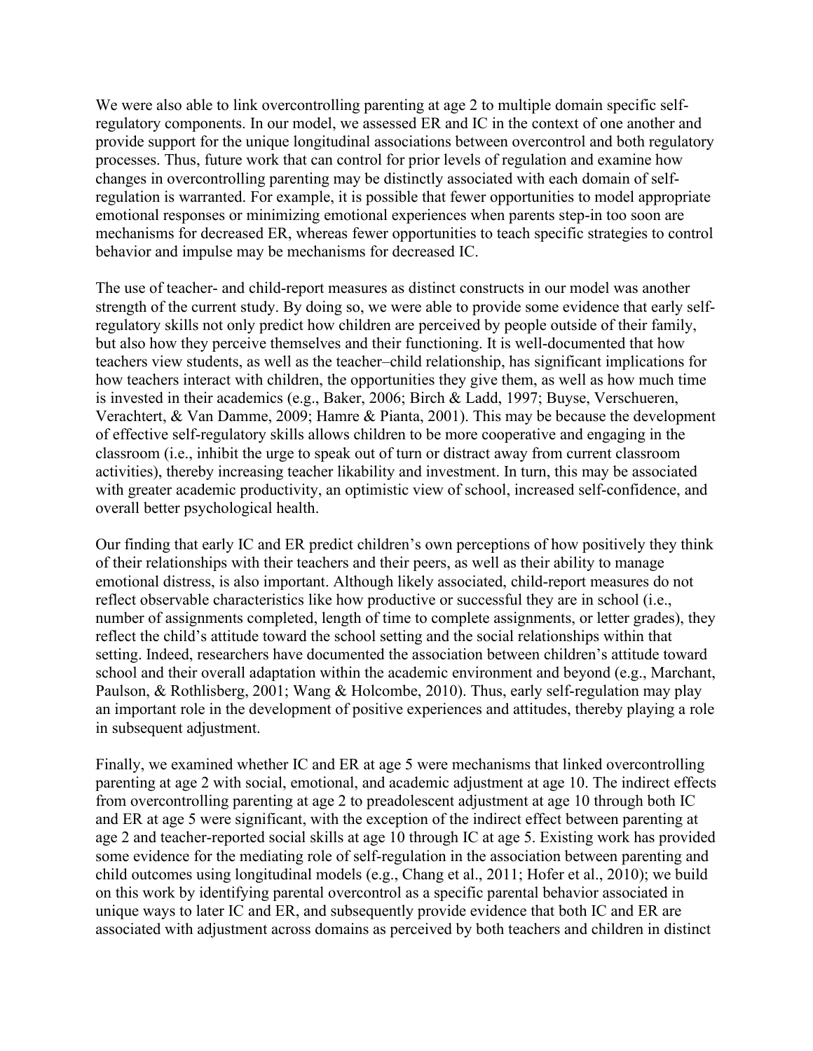We were also able to link overcontrolling parenting at age 2 to multiple domain specific self-regulatory components. In our model, we assessed ER and IC in the context of one another and provide support for the unique longitudinal associations between overcontrol and both regulatory processes. Thus, future work that can control for prior levels of regulation and examine how changes in overcontrolling parenting may be distinctly associated with each domain of self-regulation is warranted. For example, it is possible that fewer opportunities to model appropriate emotional responses or minimizing emotional experiences when parents step-in too soon are mechanisms for decreased ER, whereas fewer opportunities to teach specific strategies to control behavior and impulse may be mechanisms for decreased IC.

The use of teacher- and child-report measures as distinct constructs in our model was another strength of the current study. By doing so, we were able to provide some evidence that early self-regulatory skills not only predict how children are perceived by people outside of their family, but also how they perceive themselves and their functioning. It is well-documented that how teachers view students, as well as the teacher–child relationship, has significant implications for how teachers interact with children, the opportunities they give them, as well as how much time is invested in their academics (e.g., Baker, 2006; Birch & Ladd, 1997; Buyse, Verschueren, Verachtert, & Van Damme, 2009; Hamre & Pianta, 2001). This may be because the development of effective self-regulatory skills allows children to be more cooperative and engaging in the classroom (i.e., inhibit the urge to speak out of turn or distract away from current classroom activities), thereby increasing teacher likability and investment. In turn, this may be associated with greater academic productivity, an optimistic view of school, increased self-confidence, and overall better psychological health.

Our finding that early IC and ER predict children's own perceptions of how positively they think of their relationships with their teachers and their peers, as well as their ability to manage emotional distress, is also important. Although likely associated, child-report measures do not reflect observable characteristics like how productive or successful they are in school (i.e., number of assignments completed, length of time to complete assignments, or letter grades), they reflect the child's attitude toward the school setting and the social relationships within that setting. Indeed, researchers have documented the association between children's attitude toward school and their overall adaptation within the academic environment and beyond (e.g., Marchant, Paulson, & Rothlisberg, 2001; Wang & Holcombe, 2010). Thus, early self-regulation may play an important role in the development of positive experiences and attitudes, thereby playing a role in subsequent adjustment.

Finally, we examined whether IC and ER at age 5 were mechanisms that linked overcontrolling parenting at age 2 with social, emotional, and academic adjustment at age 10. The indirect effects from overcontrolling parenting at age 2 to preadolescent adjustment at age 10 through both IC and ER at age 5 were significant, with the exception of the indirect effect between parenting at age 2 and teacher-reported social skills at age 10 through IC at age 5. Existing work has provided some evidence for the mediating role of self-regulation in the association between parenting and child outcomes using longitudinal models (e.g., Chang et al., 2011; Hofer et al., 2010); we build on this work by identifying parental overcontrol as a specific parental behavior associated in unique ways to later IC and ER, and subsequently provide evidence that both IC and ER are associated with adjustment across domains as perceived by both teachers and children in distinct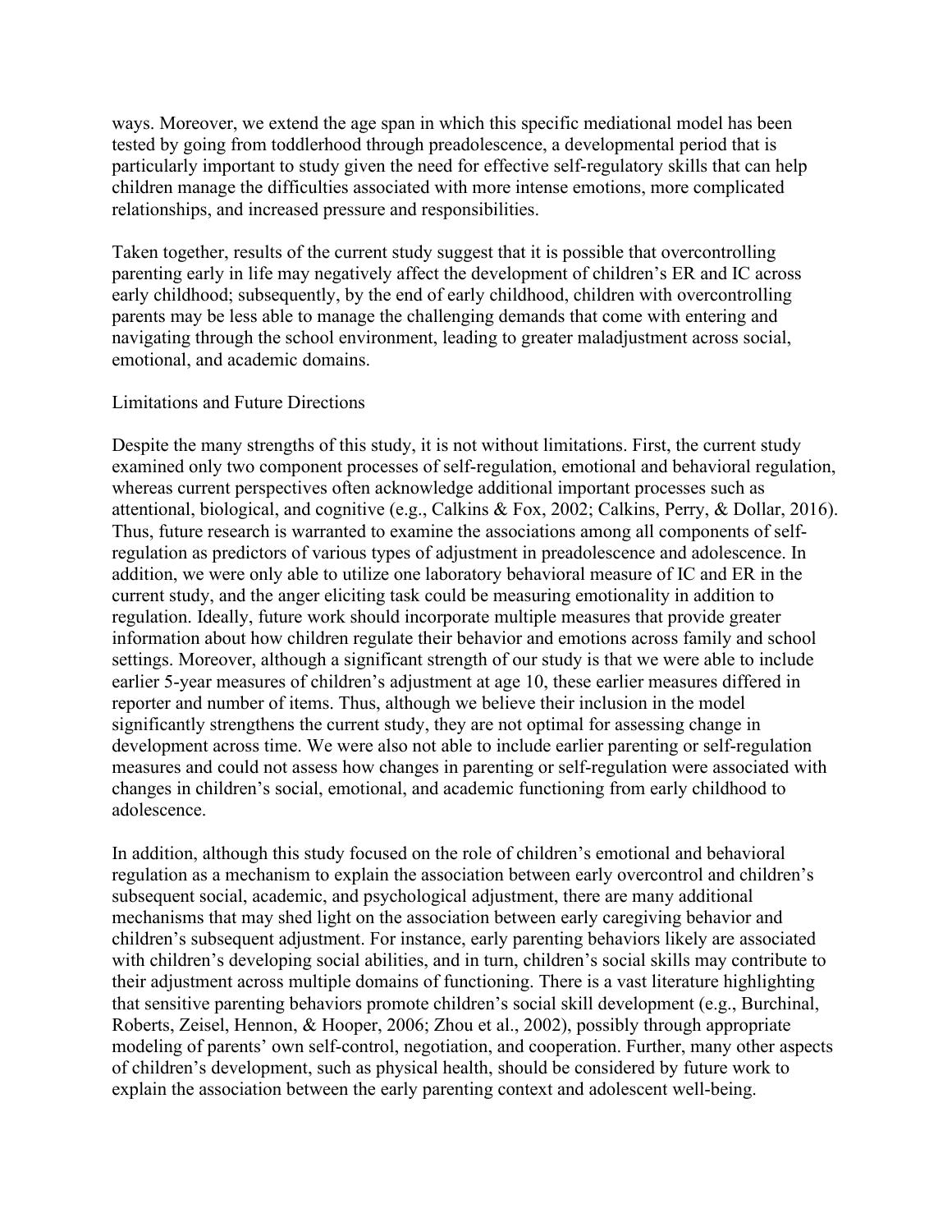ways. Moreover, we extend the age span in which this specific mediational model has been tested by going from toddlerhood through preadolescence, a developmental period that is particularly important to study given the need for effective self-regulatory skills that can help children manage the difficulties associated with more intense emotions, more complicated relationships, and increased pressure and responsibilities.

Taken together, results of the current study suggest that it is possible that overcontrolling parenting early in life may negatively affect the development of children's ER and IC across early childhood; subsequently, by the end of early childhood, children with overcontrolling parents may be less able to manage the challenging demands that come with entering and navigating through the school environment, leading to greater maladjustment across social, emotional, and academic domains.

## Limitations and Future Directions

Despite the many strengths of this study, it is not without limitations. First, the current study examined only two component processes of self-regulation, emotional and behavioral regulation, whereas current perspectives often acknowledge additional important processes such as attentional, biological, and cognitive (e.g., Calkins & Fox, 2002; Calkins, Perry, & Dollar, 2016). Thus, future research is warranted to examine the associations among all components of self-regulation as predictors of various types of adjustment in preadolescence and adolescence. In addition, we were only able to utilize one laboratory behavioral measure of IC and ER in the current study, and the anger eliciting task could be measuring emotionality in addition to regulation. Ideally, future work should incorporate multiple measures that provide greater information about how children regulate their behavior and emotions across family and school settings. Moreover, although a significant strength of our study is that we were able to include earlier 5-year measures of children's adjustment at age 10, these earlier measures differed in reporter and number of items. Thus, although we believe their inclusion in the model significantly strengthens the current study, they are not optimal for assessing change in development across time. We were also not able to include earlier parenting or self-regulation measures and could not assess how changes in parenting or self-regulation were associated with changes in children's social, emotional, and academic functioning from early childhood to adolescence.

In addition, although this study focused on the role of children's emotional and behavioral regulation as a mechanism to explain the association between early overcontrol and children's subsequent social, academic, and psychological adjustment, there are many additional mechanisms that may shed light on the association between early caregiving behavior and children's subsequent adjustment. For instance, early parenting behaviors likely are associated with children's developing social abilities, and in turn, children's social skills may contribute to their adjustment across multiple domains of functioning. There is a vast literature highlighting that sensitive parenting behaviors promote children's social skill development (e.g., Burchinal, Roberts, Zeisel, Hennon, & Hooper, 2006; Zhou et al., 2002), possibly through appropriate modeling of parents' own self-control, negotiation, and cooperation. Further, many other aspects of children's development, such as physical health, should be considered by future work to explain the association between the early parenting context and adolescent well-being.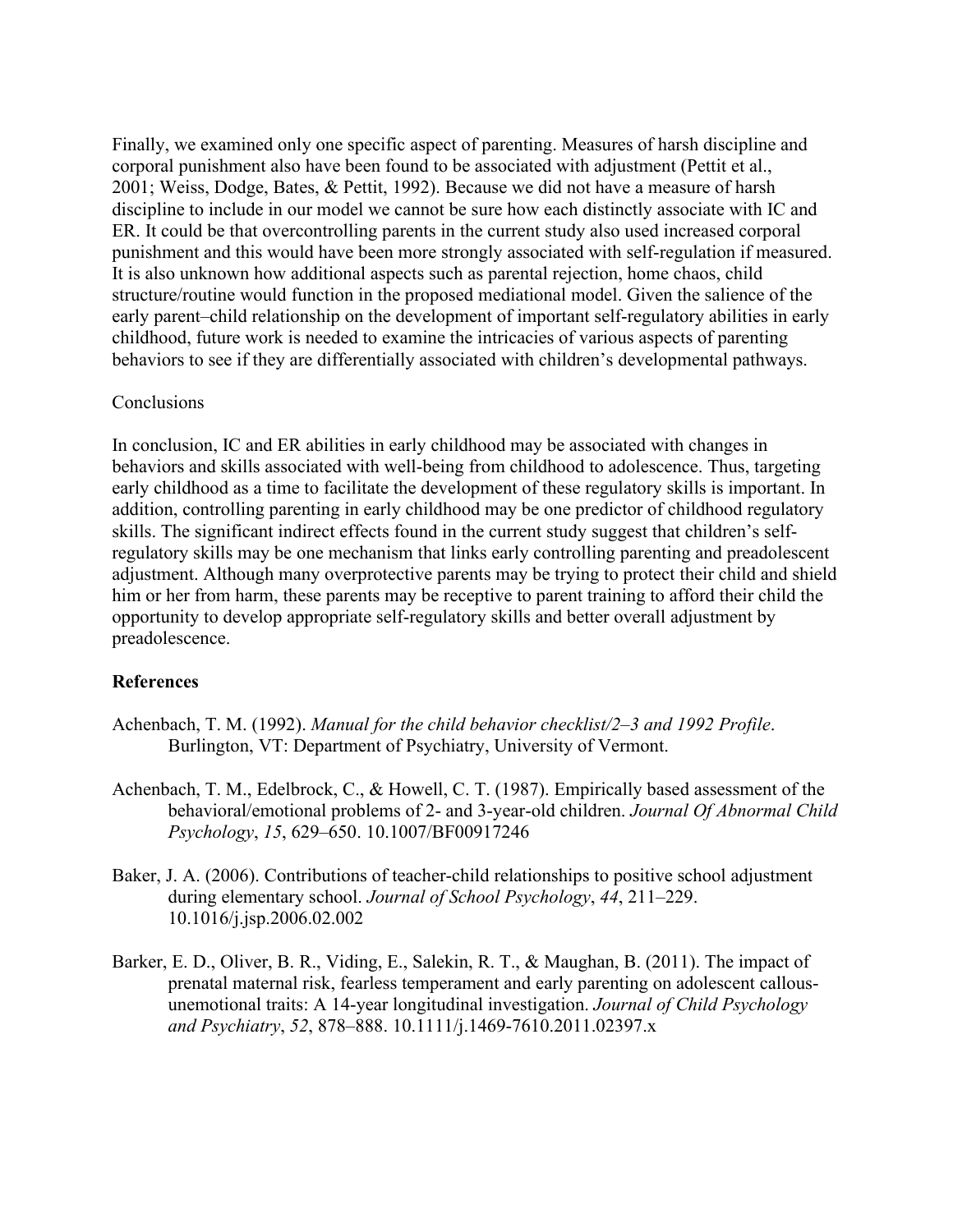Finally, we examined only one specific aspect of parenting. Measures of harsh discipline and corporal punishment also have been found to be associated with adjustment (Pettit et al., 2001; Weiss, Dodge, Bates, & Pettit, 1992). Because we did not have a measure of harsh discipline to include in our model we cannot be sure how each distinctly associate with IC and ER. It could be that overcontrolling parents in the current study also used increased corporal punishment and this would have been more strongly associated with self-regulation if measured. It is also unknown how additional aspects such as parental rejection, home chaos, child structure/routine would function in the proposed mediational model. Given the salience of the early parent–child relationship on the development of important self-regulatory abilities in early childhood, future work is needed to examine the intricacies of various aspects of parenting behaviors to see if they are differentially associated with children's developmental pathways.

## Conclusions

In conclusion, IC and ER abilities in early childhood may be associated with changes in behaviors and skills associated with well-being from childhood to adolescence. Thus, targeting early childhood as a time to facilitate the development of these regulatory skills is important. In addition, controlling parenting in early childhood may be one predictor of childhood regulatory skills. The significant indirect effects found in the current study suggest that children's self-regulatory skills may be one mechanism that links early controlling parenting and preadolescent adjustment. Although many overprotective parents may be trying to protect their child and shield him or her from harm, these parents may be receptive to parent training to afford their child the opportunity to develop appropriate self-regulatory skills and better overall adjustment by preadolescence.

## References

Achenbach, T. M. (1992). *Manual for the child behavior checklist/2–3 and 1992 Profile*. Burlington, VT: Department of Psychiatry, University of Vermont.

Achenbach, T. M., Edelbrock, C., & Howell, C. T. (1987). Empirically based assessment of the behavioral/emotional problems of 2- and 3-year-old children. *Journal Of Abnormal Child Psychology*, *15*, 629–650. 10.1007/BF00917246

Baker, J. A. (2006). Contributions of teacher-child relationships to positive school adjustment during elementary school. *Journal of School Psychology*, *44*, 211–229. 10.1016/j.jsp.2006.02.002

Barker, E. D., Oliver, B. R., Viding, E., Salekin, R. T., & Maughan, B. (2011). The impact of prenatal maternal risk, fearless temperament and early parenting on adolescent callous-unemotional traits: A 14-year longitudinal investigation. *Journal of Child Psychology and Psychiatry*, *52*, 878–888. 10.1111/j.1469-7610.2011.02397.x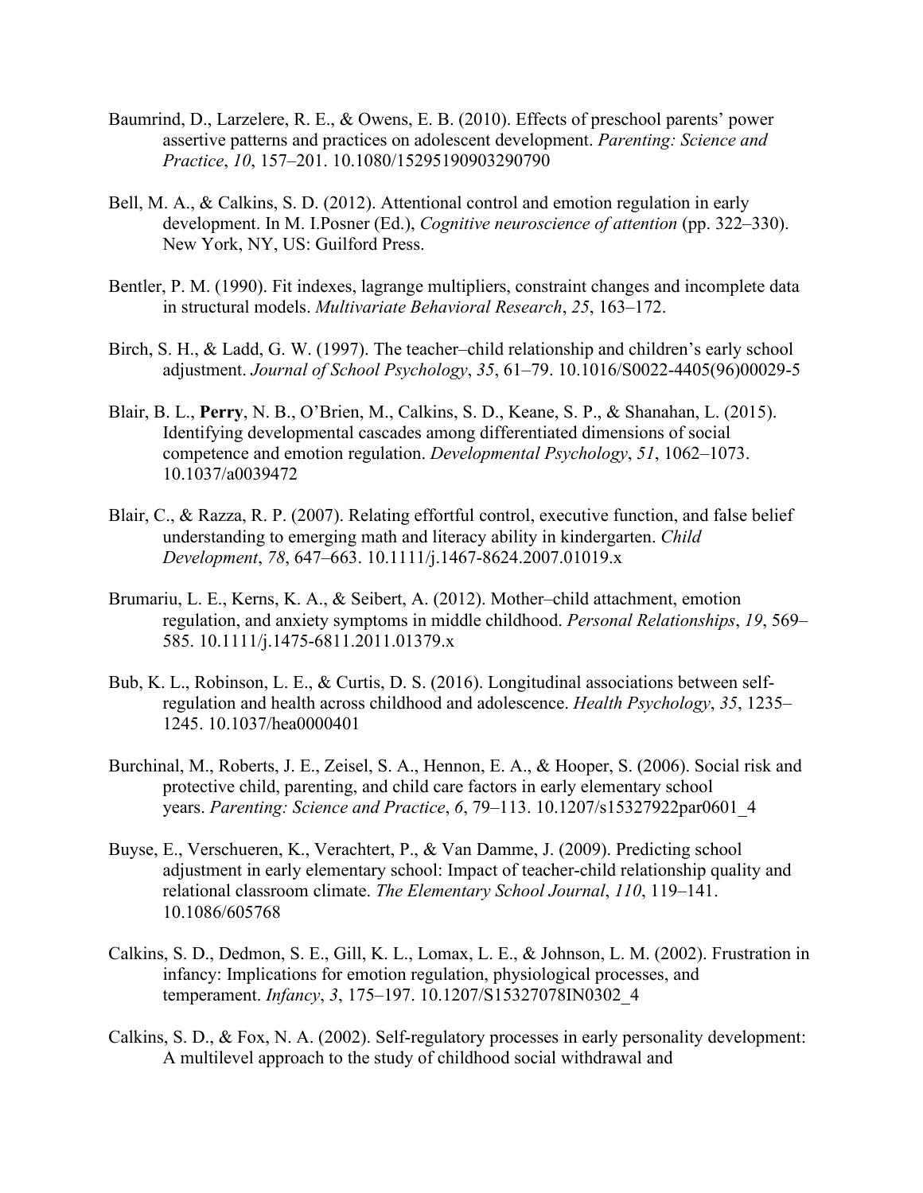Baumrind, D., Larzelere, R. E., & Owens, E. B. (2010). Effects of preschool parents' power assertive patterns and practices on adolescent development. *Parenting: Science and Practice*, *10*, 157–201. 10.1080/15295190903290790

Bell, M. A., & Calkins, S. D. (2012). Attentional control and emotion regulation in early development. In M. I.Posner (Ed.), *Cognitive neuroscience of attention* (pp. 322–330). New York, NY, US: Guilford Press.

Bentler, P. M. (1990). Fit indexes, lagrange multipliers, constraint changes and incomplete data in structural models. *Multivariate Behavioral Research*, *25*, 163–172.

Birch, S. H., & Ladd, G. W. (1997). The teacher–child relationship and children's early school adjustment. *Journal of School Psychology*, *35*, 61–79. 10.1016/S0022-4405(96)00029-5

Blair, B. L., **Perry**, N. B., O'Brien, M., Calkins, S. D., Keane, S. P., & Shanahan, L. (2015). Identifying developmental cascades among differentiated dimensions of social competence and emotion regulation. *Developmental Psychology*, *51*, 1062–1073. 10.1037/a0039472

Blair, C., & Razza, R. P. (2007). Relating effortful control, executive function, and false belief understanding to emerging math and literacy ability in kindergarten. *Child Development*, *78*, 647–663. 10.1111/j.1467-8624.2007.01019.x

Brumariu, L. E., Kerns, K. A., & Seibert, A. (2012). Mother–child attachment, emotion regulation, and anxiety symptoms in middle childhood. *Personal Relationships*, *19*, 569–585. 10.1111/j.1475-6811.2011.01379.x

Bub, K. L., Robinson, L. E., & Curtis, D. S. (2016). Longitudinal associations between self-regulation and health across childhood and adolescence. *Health Psychology*, *35*, 1235–1245. 10.1037/hea0000401

Burchinal, M., Roberts, J. E., Zeisel, S. A., Hennon, E. A., & Hooper, S. (2006). Social risk and protective child, parenting, and child care factors in early elementary school years. *Parenting: Science and Practice*, *6*, 79–113. 10.1207/s15327922par0601_4

Buyse, E., Verschueren, K., Verachtert, P., & Van Damme, J. (2009). Predicting school adjustment in early elementary school: Impact of teacher-child relationship quality and relational classroom climate. *The Elementary School Journal*, *110*, 119–141. 10.1086/605768

Calkins, S. D., Dedmon, S. E., Gill, K. L., Lomax, L. E., & Johnson, L. M. (2002). Frustration in infancy: Implications for emotion regulation, physiological processes, and temperament. *Infancy*, *3*, 175–197. 10.1207/S15327078IN0302_4

Calkins, S. D., & Fox, N. A. (2002). Self-regulatory processes in early personality development: A multilevel approach to the study of childhood social withdrawal and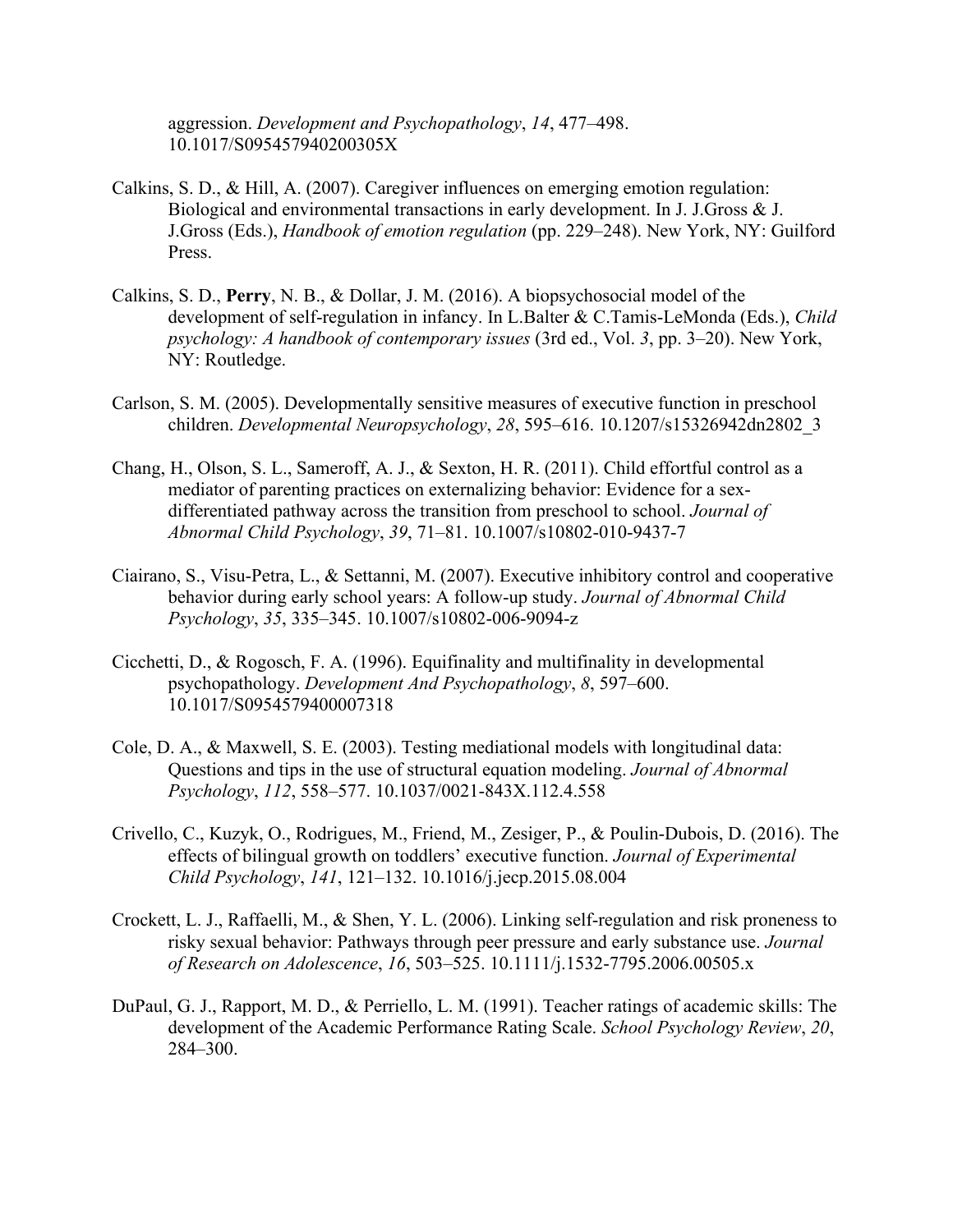aggression. *Development and Psychopathology*, *14*, 477–498. 10.1017/S095457940200305X

Calkins, S. D., & Hill, A. (2007). Caregiver influences on emerging emotion regulation: Biological and environmental transactions in early development. In J. J.Gross & J. J.Gross (Eds.), *Handbook of emotion regulation* (pp. 229–248). New York, NY: Guilford Press.

Calkins, S. D., **Perry**, N. B., & Dollar, J. M. (2016). A biopsychosocial model of the development of self-regulation in infancy. In L.Balter & C.Tamis-LeMonda (Eds.), *Child psychology: A handbook of contemporary issues* (3rd ed., Vol. *3*, pp. 3–20). New York, NY: Routledge.

Carlson, S. M. (2005). Developmentally sensitive measures of executive function in preschool children. *Developmental Neuropsychology*, *28*, 595–616. 10.1207/s15326942dn2802_3

Chang, H., Olson, S. L., Sameroff, A. J., & Sexton, H. R. (2011). Child effortful control as a mediator of parenting practices on externalizing behavior: Evidence for a sex-differentiated pathway across the transition from preschool to school. *Journal of Abnormal Child Psychology*, *39*, 71–81. 10.1007/s10802-010-9437-7

Ciairano, S., Visu-Petra, L., & Settanni, M. (2007). Executive inhibitory control and cooperative behavior during early school years: A follow-up study. *Journal of Abnormal Child Psychology*, *35*, 335–345. 10.1007/s10802-006-9094-z

Cicchetti, D., & Rogosch, F. A. (1996). Equifinality and multifinality in developmental psychopathology. *Development And Psychopathology*, *8*, 597–600. 10.1017/S0954579400007318

Cole, D. A., & Maxwell, S. E. (2003). Testing mediational models with longitudinal data: Questions and tips in the use of structural equation modeling. *Journal of Abnormal Psychology*, *112*, 558–577. 10.1037/0021-843X.112.4.558

Crivello, C., Kuzyk, O., Rodrigues, M., Friend, M., Zesiger, P., & Poulin-Dubois, D. (2016). The effects of bilingual growth on toddlers' executive function. *Journal of Experimental Child Psychology*, *141*, 121–132. 10.1016/j.jecp.2015.08.004

Crockett, L. J., Raffaelli, M., & Shen, Y. L. (2006). Linking self-regulation and risk proneness to risky sexual behavior: Pathways through peer pressure and early substance use. *Journal of Research on Adolescence*, *16*, 503–525. 10.1111/j.1532-7795.2006.00505.x

DuPaul, G. J., Rapport, M. D., & Perriello, L. M. (1991). Teacher ratings of academic skills: The development of the Academic Performance Rating Scale. *School Psychology Review*, *20*, 284–300.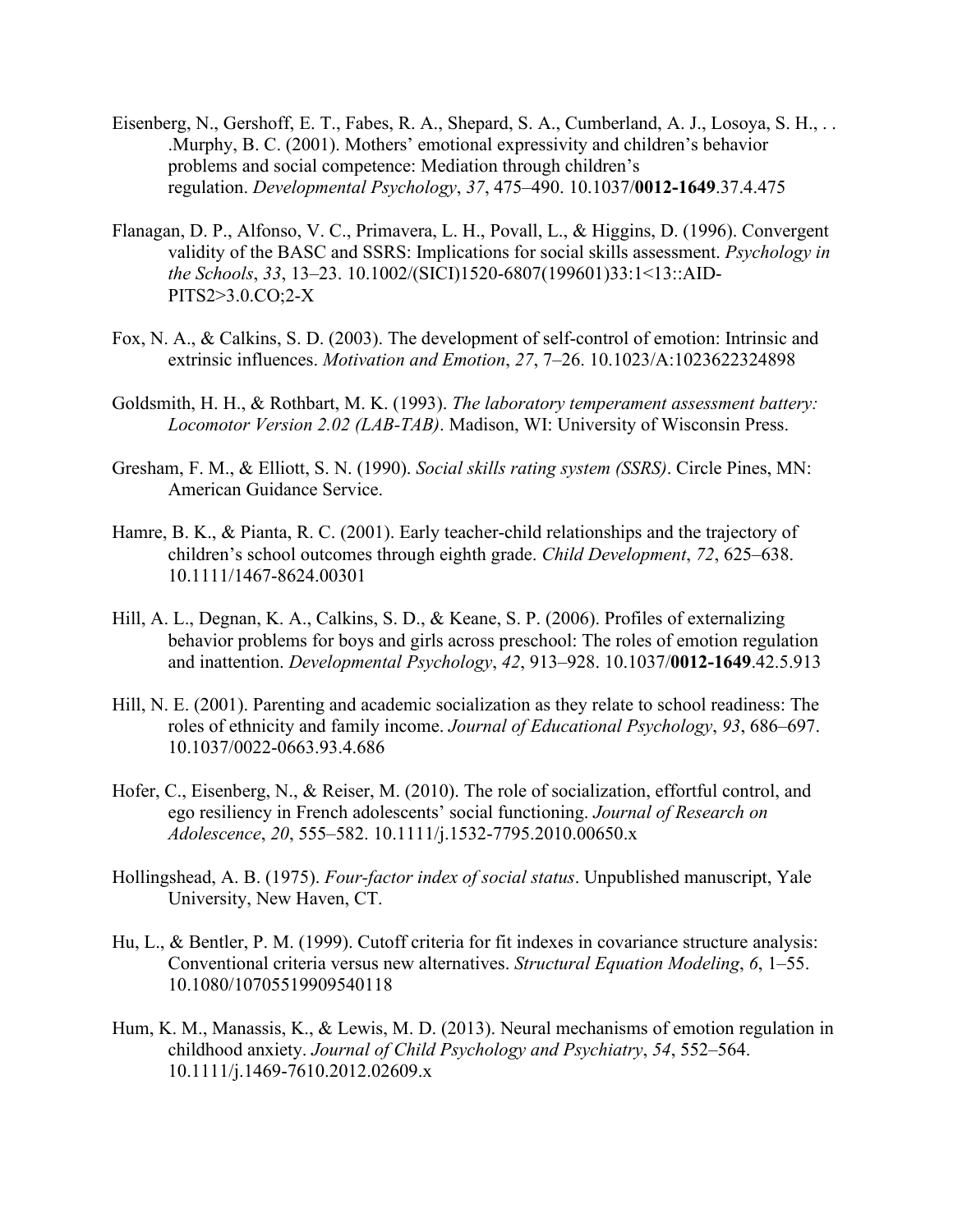Eisenberg, N., Gershoff, E. T., Fabes, R. A., Shepard, S. A., Cumberland, A. J., Losoya, S. H., . . .Murphy, B. C. (2001). Mothers' emotional expressivity and children's behavior problems and social competence: Mediation through children's regulation. *Developmental Psychology*, *37*, 475–490. 10.1037/**0012-1649**.37.4.475

Flanagan, D. P., Alfonso, V. C., Primavera, L. H., Povall, L., & Higgins, D. (1996). Convergent validity of the BASC and SSRS: Implications for social skills assessment. *Psychology in the Schools*, *33*, 13–23. 10.1002/(SICI)1520-6807(199601)33:1<13::AID-PITS2>3.0.CO;2-X

Fox, N. A., & Calkins, S. D. (2003). The development of self-control of emotion: Intrinsic and extrinsic influences. *Motivation and Emotion*, *27*, 7–26. 10.1023/A:1023622324898

Goldsmith, H. H., & Rothbart, M. K. (1993). *The laboratory temperament assessment battery: Locomotor Version 2.02 (LAB-TAB)*. Madison, WI: University of Wisconsin Press.

Gresham, F. M., & Elliott, S. N. (1990). *Social skills rating system (SSRS)*. Circle Pines, MN: American Guidance Service.

Hamre, B. K., & Pianta, R. C. (2001). Early teacher-child relationships and the trajectory of children's school outcomes through eighth grade. *Child Development*, *72*, 625–638. 10.1111/1467-8624.00301

Hill, A. L., Degnan, K. A., Calkins, S. D., & Keane, S. P. (2006). Profiles of externalizing behavior problems for boys and girls across preschool: The roles of emotion regulation and inattention. *Developmental Psychology*, *42*, 913–928. 10.1037/**0012-1649**.42.5.913

Hill, N. E. (2001). Parenting and academic socialization as they relate to school readiness: The roles of ethnicity and family income. *Journal of Educational Psychology*, *93*, 686–697. 10.1037/0022-0663.93.4.686

Hofer, C., Eisenberg, N., & Reiser, M. (2010). The role of socialization, effortful control, and ego resiliency in French adolescents' social functioning. *Journal of Research on Adolescence*, *20*, 555–582. 10.1111/j.1532-7795.2010.00650.x

Hollingshead, A. B. (1975). *Four-factor index of social status*. Unpublished manuscript, Yale University, New Haven, CT.

Hu, L., & Bentler, P. M. (1999). Cutoff criteria for fit indexes in covariance structure analysis: Conventional criteria versus new alternatives. *Structural Equation Modeling*, *6*, 1–55. 10.1080/10705519909540118

Hum, K. M., Manassis, K., & Lewis, M. D. (2013). Neural mechanisms of emotion regulation in childhood anxiety. *Journal of Child Psychology and Psychiatry*, *54*, 552–564. 10.1111/j.1469-7610.2012.02609.x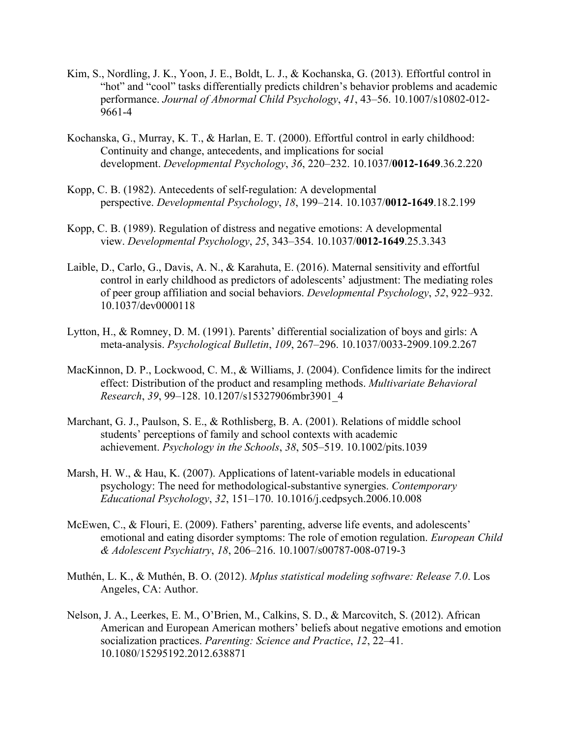Kim, S., Nordling, J. K., Yoon, J. E., Boldt, L. J., & Kochanska, G. (2013). Effortful control in "hot" and "cool" tasks differentially predicts children's behavior problems and academic performance. *Journal of Abnormal Child Psychology*, *41*, 43–56. 10.1007/s10802-012-9661-4

Kochanska, G., Murray, K. T., & Harlan, E. T. (2000). Effortful control in early childhood: Continuity and change, antecedents, and implications for social development. *Developmental Psychology*, *36*, 220–232. 10.1037/**0012-1649**.36.2.220

Kopp, C. B. (1982). Antecedents of self-regulation: A developmental perspective. *Developmental Psychology*, *18*, 199–214. 10.1037/**0012-1649**.18.2.199

Kopp, C. B. (1989). Regulation of distress and negative emotions: A developmental view. *Developmental Psychology*, *25*, 343–354. 10.1037/**0012-1649**.25.3.343

Laible, D., Carlo, G., Davis, A. N., & Karahuta, E. (2016). Maternal sensitivity and effortful control in early childhood as predictors of adolescents' adjustment: The mediating roles of peer group affiliation and social behaviors. *Developmental Psychology*, *52*, 922–932. 10.1037/dev0000118

Lytton, H., & Romney, D. M. (1991). Parents' differential socialization of boys and girls: A meta-analysis. *Psychological Bulletin*, *109*, 267–296. 10.1037/0033-2909.109.2.267

MacKinnon, D. P., Lockwood, C. M., & Williams, J. (2004). Confidence limits for the indirect effect: Distribution of the product and resampling methods. *Multivariate Behavioral Research*, *39*, 99–128. 10.1207/s15327906mbr3901_4

Marchant, G. J., Paulson, S. E., & Rothlisberg, B. A. (2001). Relations of middle school students' perceptions of family and school contexts with academic achievement. *Psychology in the Schools*, *38*, 505–519. 10.1002/pits.1039

Marsh, H. W., & Hau, K. (2007). Applications of latent-variable models in educational psychology: The need for methodological-substantive synergies. *Contemporary Educational Psychology*, *32*, 151–170. 10.1016/j.cedpsych.2006.10.008

McEwen, C., & Flouri, E. (2009). Fathers' parenting, adverse life events, and adolescents' emotional and eating disorder symptoms: The role of emotion regulation. *European Child & Adolescent Psychiatry*, *18*, 206–216. 10.1007/s00787-008-0719-3

Muthén, L. K., & Muthén, B. O. (2012). *Mplus statistical modeling software: Release 7.0*. Los Angeles, CA: Author.

Nelson, J. A., Leerkes, E. M., O'Brien, M., Calkins, S. D., & Marcovitch, S. (2012). African American and European American mothers' beliefs about negative emotions and emotion socialization practices. *Parenting: Science and Practice*, *12*, 22–41. 10.1080/15295192.2012.638871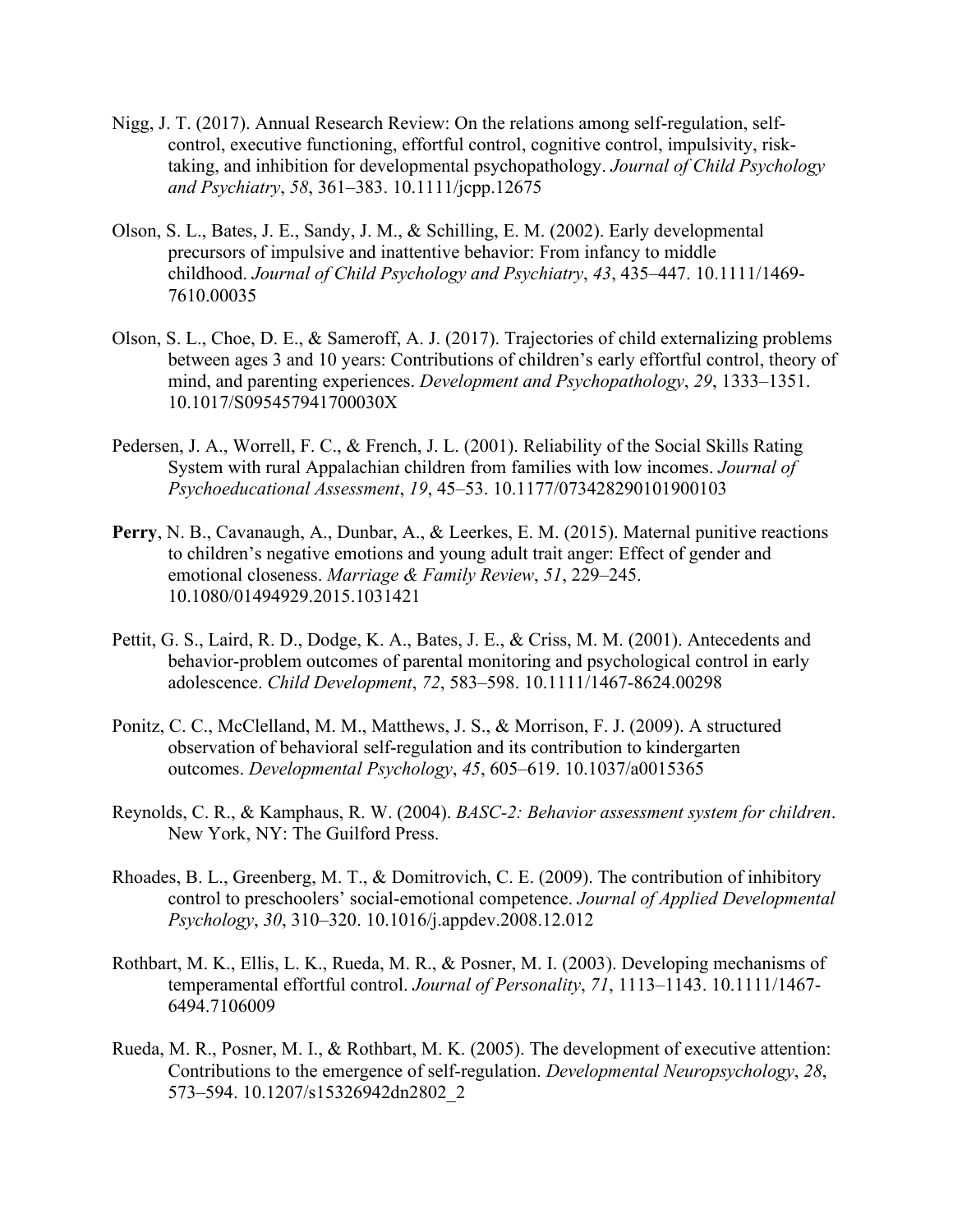Nigg, J. T. (2017). Annual Research Review: On the relations among self-regulation, self-control, executive functioning, effortful control, cognitive control, impulsivity, risk-taking, and inhibition for developmental psychopathology. *Journal of Child Psychology and Psychiatry*, *58*, 361–383. 10.1111/jcpp.12675

Olson, S. L., Bates, J. E., Sandy, J. M., & Schilling, E. M. (2002). Early developmental precursors of impulsive and inattentive behavior: From infancy to middle childhood. *Journal of Child Psychology and Psychiatry*, *43*, 435–447. 10.1111/1469-7610.00035

Olson, S. L., Choe, D. E., & Sameroff, A. J. (2017). Trajectories of child externalizing problems between ages 3 and 10 years: Contributions of children's early effortful control, theory of mind, and parenting experiences. *Development and Psychopathology*, *29*, 1333–1351. 10.1017/S095457941700030X

Pedersen, J. A., Worrell, F. C., & French, J. L. (2001). Reliability of the Social Skills Rating System with rural Appalachian children from families with low incomes. *Journal of Psychoeducational Assessment*, *19*, 45–53. 10.1177/073428290101900103

**Perry**, N. B., Cavanaugh, A., Dunbar, A., & Leerkes, E. M. (2015). Maternal punitive reactions to children's negative emotions and young adult trait anger: Effect of gender and emotional closeness. *Marriage & Family Review*, *51*, 229–245. 10.1080/01494929.2015.1031421

Pettit, G. S., Laird, R. D., Dodge, K. A., Bates, J. E., & Criss, M. M. (2001). Antecedents and behavior-problem outcomes of parental monitoring and psychological control in early adolescence. *Child Development*, *72*, 583–598. 10.1111/1467-8624.00298

Ponitz, C. C., McClelland, M. M., Matthews, J. S., & Morrison, F. J. (2009). A structured observation of behavioral self-regulation and its contribution to kindergarten outcomes. *Developmental Psychology*, *45*, 605–619. 10.1037/a0015365

Reynolds, C. R., & Kamphaus, R. W. (2004). *BASC-2: Behavior assessment system for children*. New York, NY: The Guilford Press.

Rhoades, B. L., Greenberg, M. T., & Domitrovich, C. E. (2009). The contribution of inhibitory control to preschoolers' social-emotional competence. *Journal of Applied Developmental Psychology*, *30*, 310–320. 10.1016/j.appdev.2008.12.012

Rothbart, M. K., Ellis, L. K., Rueda, M. R., & Posner, M. I. (2003). Developing mechanisms of temperamental effortful control. *Journal of Personality*, *71*, 1113–1143. 10.1111/1467-6494.7106009

Rueda, M. R., Posner, M. I., & Rothbart, M. K. (2005). The development of executive attention: Contributions to the emergence of self-regulation. *Developmental Neuropsychology*, *28*, 573–594. 10.1207/s15326942dn2802_2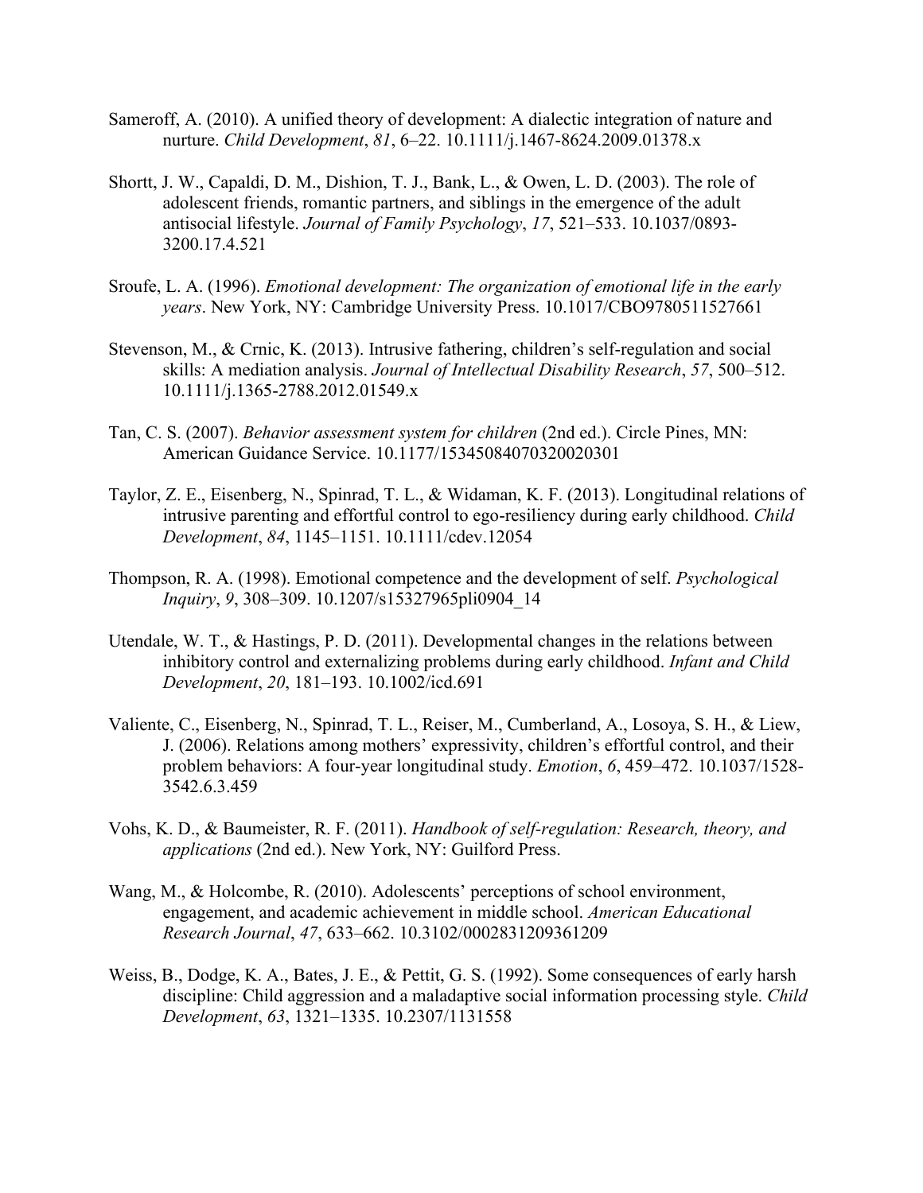Sameroff, A. (2010). A unified theory of development: A dialectic integration of nature and nurture. *Child Development*, *81*, 6–22. 10.1111/j.1467-8624.2009.01378.x

Shortt, J. W., Capaldi, D. M., Dishion, T. J., Bank, L., & Owen, L. D. (2003). The role of adolescent friends, romantic partners, and siblings in the emergence of the adult antisocial lifestyle. *Journal of Family Psychology*, *17*, 521–533. 10.1037/0893-3200.17.4.521

Sroufe, L. A. (1996). *Emotional development: The organization of emotional life in the early years*. New York, NY: Cambridge University Press. 10.1017/CBO9780511527661

Stevenson, M., & Crnic, K. (2013). Intrusive fathering, children's self-regulation and social skills: A mediation analysis. *Journal of Intellectual Disability Research*, *57*, 500–512. 10.1111/j.1365-2788.2012.01549.x

Tan, C. S. (2007). *Behavior assessment system for children* (2nd ed.). Circle Pines, MN: American Guidance Service. 10.1177/15345084070320020301

Taylor, Z. E., Eisenberg, N., Spinrad, T. L., & Widaman, K. F. (2013). Longitudinal relations of intrusive parenting and effortful control to ego-resiliency during early childhood. *Child Development*, *84*, 1145–1151. 10.1111/cdev.12054

Thompson, R. A. (1998). Emotional competence and the development of self. *Psychological Inquiry*, *9*, 308–309. 10.1207/s15327965pli0904_14

Utendale, W. T., & Hastings, P. D. (2011). Developmental changes in the relations between inhibitory control and externalizing problems during early childhood. *Infant and Child Development*, *20*, 181–193. 10.1002/icd.691

Valiente, C., Eisenberg, N., Spinrad, T. L., Reiser, M., Cumberland, A., Losoya, S. H., & Liew, J. (2006). Relations among mothers' expressivity, children's effortful control, and their problem behaviors: A four-year longitudinal study. *Emotion*, *6*, 459–472. 10.1037/1528-3542.6.3.459

Vohs, K. D., & Baumeister, R. F. (2011). *Handbook of self-regulation: Research, theory, and applications* (2nd ed.). New York, NY: Guilford Press.

Wang, M., & Holcombe, R. (2010). Adolescents' perceptions of school environment, engagement, and academic achievement in middle school. *American Educational Research Journal*, *47*, 633–662. 10.3102/0002831209361209

Weiss, B., Dodge, K. A., Bates, J. E., & Pettit, G. S. (1992). Some consequences of early harsh discipline: Child aggression and a maladaptive social information processing style. *Child Development*, *63*, 1321–1335. 10.2307/1131558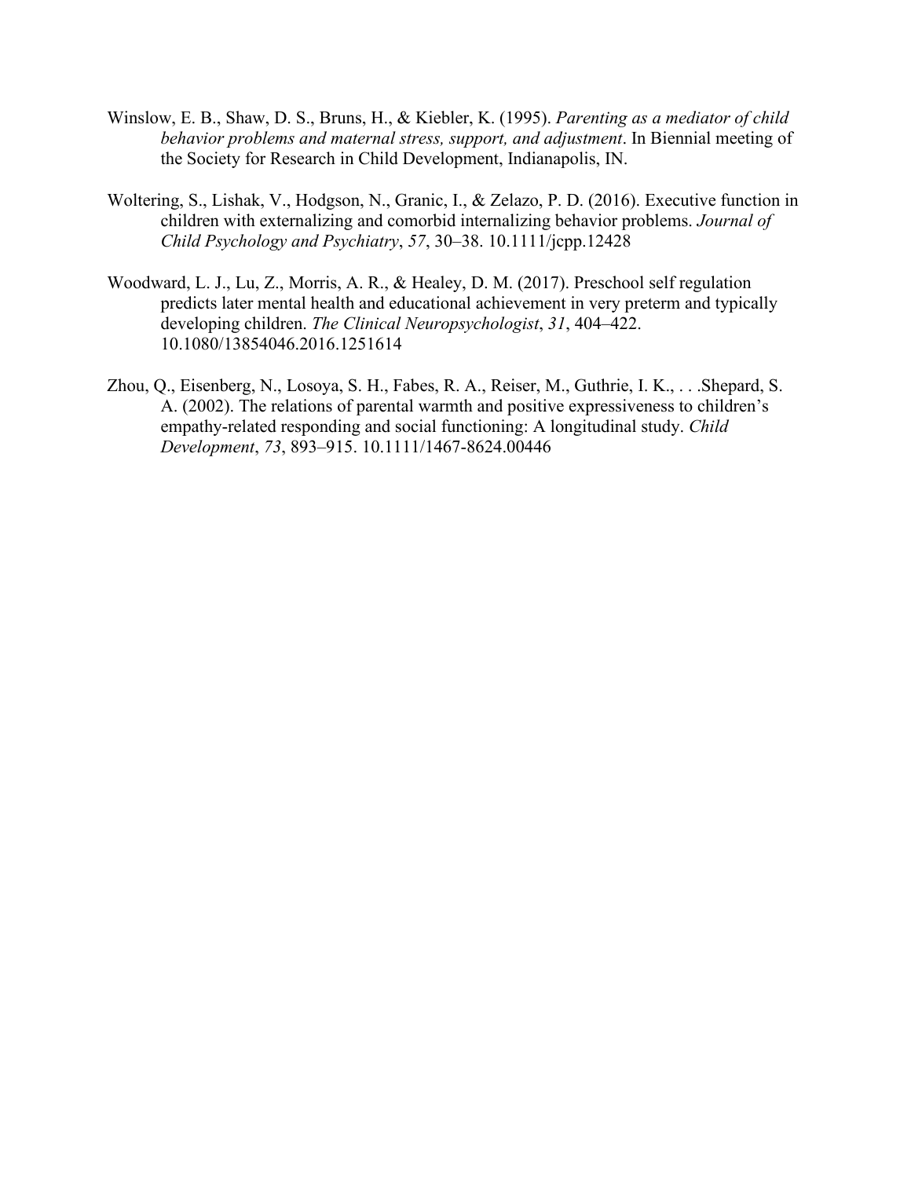Winslow, E. B., Shaw, D. S., Bruns, H., & Kiebler, K. (1995). *Parenting as a mediator of child behavior problems and maternal stress, support, and adjustment*. In Biennial meeting of the Society for Research in Child Development, Indianapolis, IN.

Woltering, S., Lishak, V., Hodgson, N., Granic, I., & Zelazo, P. D. (2016). Executive function in children with externalizing and comorbid internalizing behavior problems. *Journal of Child Psychology and Psychiatry*, *57*, 30–38. 10.1111/jcpp.12428

Woodward, L. J., Lu, Z., Morris, A. R., & Healey, D. M. (2017). Preschool self regulation predicts later mental health and educational achievement in very preterm and typically developing children. *The Clinical Neuropsychologist*, *31*, 404–422. 10.1080/13854046.2016.1251614

Zhou, Q., Eisenberg, N., Losoya, S. H., Fabes, R. A., Reiser, M., Guthrie, I. K., . . .Shepard, S. A. (2002). The relations of parental warmth and positive expressiveness to children's empathy-related responding and social functioning: A longitudinal study. *Child Development*, *73*, 893–915. 10.1111/1467-8624.00446